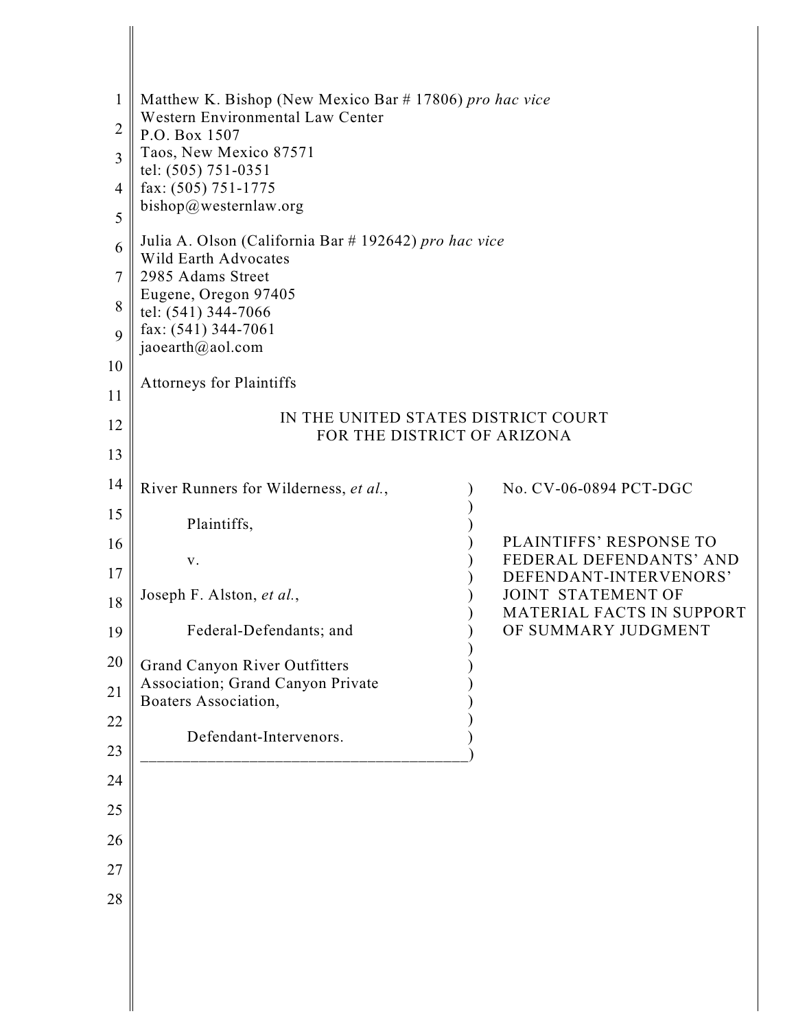Matthew K. Bishop (New Mexico Bar # 17806) *pro hac vice*
Western Environmental Law Center
P.O. Box 1507
Taos, New Mexico 87571
tel: (505) 751-0351
fax: (505) 751-1775
bishop@westernlaw.org

Julia A. Olson (California Bar # 192642) *pro hac vice*
Wild Earth Advocates
2985 Adams Street
Eugene, Oregon 97405
tel: (541) 344-7066
fax: (541) 344-7061
jaoearth@aol.com

Attorneys for Plaintiffs

IN THE UNITED STATES DISTRICT COURT
FOR THE DISTRICT OF ARIZONA

| | |
|---|---|
| River Runners for Wilderness, *et al.*,<br><br>Plaintiffs,<br><br>v.<br><br>Joseph F. Alston, *et al.*,<br><br>Federal-Defendants; and<br><br>Grand Canyon River Outfitters Association; Grand Canyon Private Boaters Association,<br><br>Defendant-Intervenors. | No. CV-06-0894 PCT-DGC<br><br>PLAINTIFFS' RESPONSE TO FEDERAL DEFENDANTS' AND DEFENDANT-INTERVENORS' JOINT STATEMENT OF MATERIAL FACTS IN SUPPORT OF SUMMARY JUDGMENT |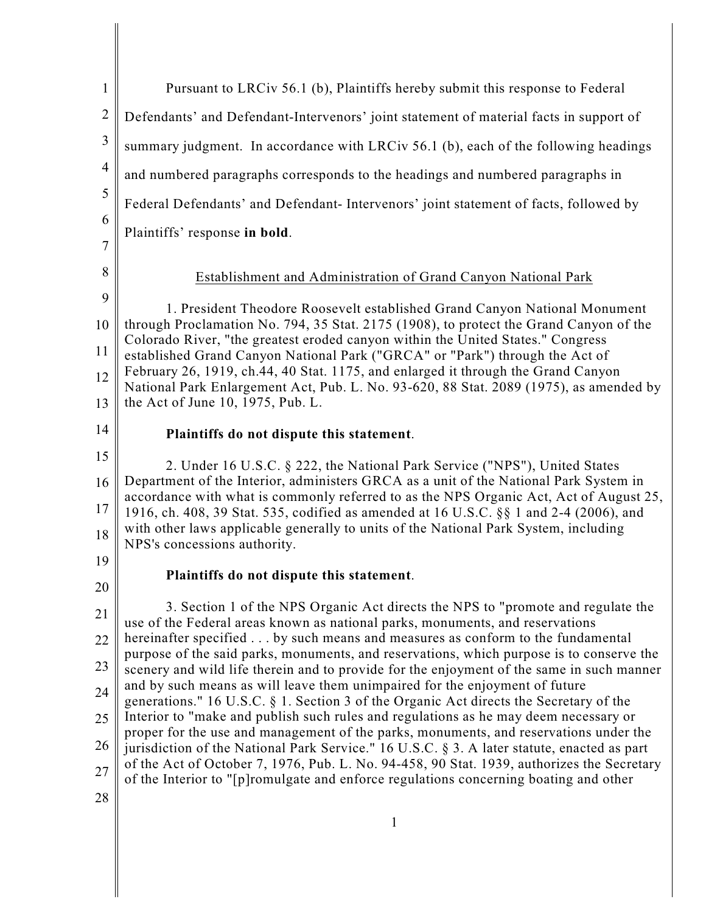Pursuant to LRCiv 56.1 (b), Plaintiffs hereby submit this response to Federal Defendants' and Defendant-Intervenors' joint statement of material facts in support of summary judgment. In accordance with LRCiv 56.1 (b), each of the following headings and numbered paragraphs corresponds to the headings and numbered paragraphs in Federal Defendants' and Defendant- Intervenors' joint statement of facts, followed by Plaintiffs' response **in bold**.

## Establishment and Administration of Grand Canyon National Park

1. President Theodore Roosevelt established Grand Canyon National Monument through Proclamation No. 794, 35 Stat. 2175 (1908), to protect the Grand Canyon of the Colorado River, "the greatest eroded canyon within the United States." Congress established Grand Canyon National Park ("GRCA" or "Park") through the Act of February 26, 1919, ch.44, 40 Stat. 1175, and enlarged it through the Grand Canyon National Park Enlargement Act, Pub. L. No. 93-620, 88 Stat. 2089 (1975), as amended by the Act of June 10, 1975, Pub. L.

**Plaintiffs do not dispute this statement**.

2. Under 16 U.S.C. § 222, the National Park Service ("NPS"), United States Department of the Interior, administers GRCA as a unit of the National Park System in accordance with what is commonly referred to as the NPS Organic Act, Act of August 25, 1916, ch. 408, 39 Stat. 535, codified as amended at 16 U.S.C. §§ 1 and 2-4 (2006), and with other laws applicable generally to units of the National Park System, including NPS's concessions authority.

**Plaintiffs do not dispute this statement**.

3. Section 1 of the NPS Organic Act directs the NPS to "promote and regulate the use of the Federal areas known as national parks, monuments, and reservations hereinafter specified . . . by such means and measures as conform to the fundamental purpose of the said parks, monuments, and reservations, which purpose is to conserve the scenery and wild life therein and to provide for the enjoyment of the same in such manner and by such means as will leave them unimpaired for the enjoyment of future generations." 16 U.S.C. § 1. Section 3 of the Organic Act directs the Secretary of the Interior to "make and publish such rules and regulations as he may deem necessary or proper for the use and management of the parks, monuments, and reservations under the jurisdiction of the National Park Service." 16 U.S.C. § 3. A later statute, enacted as part of the Act of October 7, 1976, Pub. L. No. 94-458, 90 Stat. 1939, authorizes the Secretary of the Interior to "[p]romulgate and enforce regulations concerning boating and other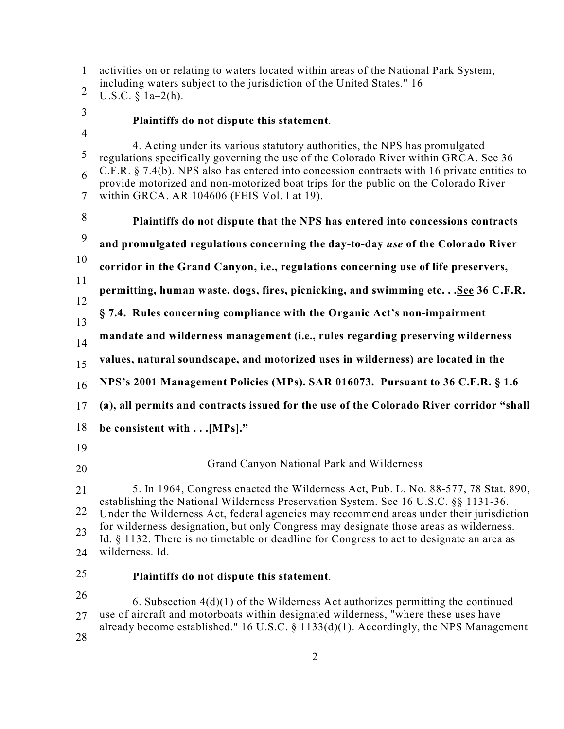activities on or relating to waters located within areas of the National Park System, including waters subject to the jurisdiction of the United States." 16 U.S.C. § 1a–2(h).

**Plaintiffs do not dispute this statement**.

4. Acting under its various statutory authorities, the NPS has promulgated regulations specifically governing the use of the Colorado River within GRCA. See 36 C.F.R. § 7.4(b). NPS also has entered into concession contracts with 16 private entities to provide motorized and non-motorized boat trips for the public on the Colorado River within GRCA. AR 104606 (FEIS Vol. I at 19).

**Plaintiffs do not dispute that the NPS has entered into concessions contracts and promulgated regulations concerning the day-to-day *use* of the Colorado River corridor in the Grand Canyon, i.e., regulations concerning use of life preservers, permitting, human waste, dogs, fires, picnicking, and swimming etc. . .See 36 C.F.R. § 7.4. Rules concerning compliance with the Organic Act's non-impairment mandate and wilderness management (i.e., rules regarding preserving wilderness values, natural soundscape, and motorized uses in wilderness) are located in the NPS's 2001 Management Policies (MPs). SAR 016073. Pursuant to 36 C.F.R. § 1.6 (a), all permits and contracts issued for the use of the Colorado River corridor "shall be consistent with . . .[MPs]."**

## Grand Canyon National Park and Wilderness

5. In 1964, Congress enacted the Wilderness Act, Pub. L. No. 88-577, 78 Stat. 890, establishing the National Wilderness Preservation System. See 16 U.S.C. §§ 1131-36. Under the Wilderness Act, federal agencies may recommend areas under their jurisdiction for wilderness designation, but only Congress may designate those areas as wilderness. Id. § 1132. There is no timetable or deadline for Congress to act to designate an area as wilderness. Id.

**Plaintiffs do not dispute this statement**.

6. Subsection 4(d)(1) of the Wilderness Act authorizes permitting the continued use of aircraft and motorboats within designated wilderness, "where these uses have already become established." 16 U.S.C. § 1133(d)(1). Accordingly, the NPS Management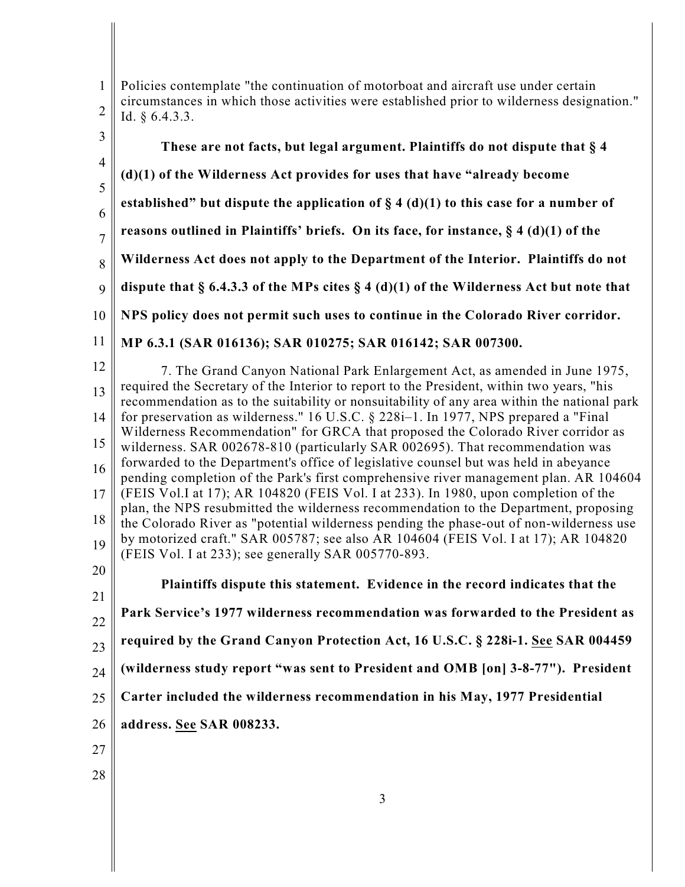Policies contemplate "the continuation of motorboat and aircraft use under certain circumstances in which those activities were established prior to wilderness designation." Id. § 6.4.3.3.

**These are not facts, but legal argument. Plaintiffs do not dispute that § 4 (d)(1) of the Wilderness Act provides for uses that have "already become established" but dispute the application of § 4 (d)(1) to this case for a number of reasons outlined in Plaintiffs' briefs. On its face, for instance, § 4 (d)(1) of the Wilderness Act does not apply to the Department of the Interior. Plaintiffs do not dispute that § 6.4.3.3 of the MPs cites § 4 (d)(1) of the Wilderness Act but note that NPS policy does not permit such uses to continue in the Colorado River corridor. MP 6.3.1 (SAR 016136); SAR 010275; SAR 016142; SAR 007300.**

7. The Grand Canyon National Park Enlargement Act, as amended in June 1975, required the Secretary of the Interior to report to the President, within two years, "his recommendation as to the suitability or nonsuitability of any area within the national park for preservation as wilderness." 16 U.S.C. § 228i–1. In 1977, NPS prepared a "Final Wilderness Recommendation" for GRCA that proposed the Colorado River corridor as wilderness. SAR 002678-810 (particularly SAR 002695). That recommendation was forwarded to the Department's office of legislative counsel but was held in abeyance pending completion of the Park's first comprehensive river management plan. AR 104604 (FEIS Vol.I at 17); AR 104820 (FEIS Vol. I at 233). In 1980, upon completion of the plan, the NPS resubmitted the wilderness recommendation to the Department, proposing the Colorado River as "potential wilderness pending the phase-out of non-wilderness use by motorized craft." SAR 005787; see also AR 104604 (FEIS Vol. I at 17); AR 104820 (FEIS Vol. I at 233); see generally SAR 005770-893.

**Plaintiffs dispute this statement. Evidence in the record indicates that the Park Service's 1977 wilderness recommendation was forwarded to the President as required by the Grand Canyon Protection Act, 16 U.S.C. § 228i-1. See SAR 004459 (wilderness study report "was sent to President and OMB [on] 3-8-77"). President Carter included the wilderness recommendation in his May, 1977 Presidential address. See SAR 008233.**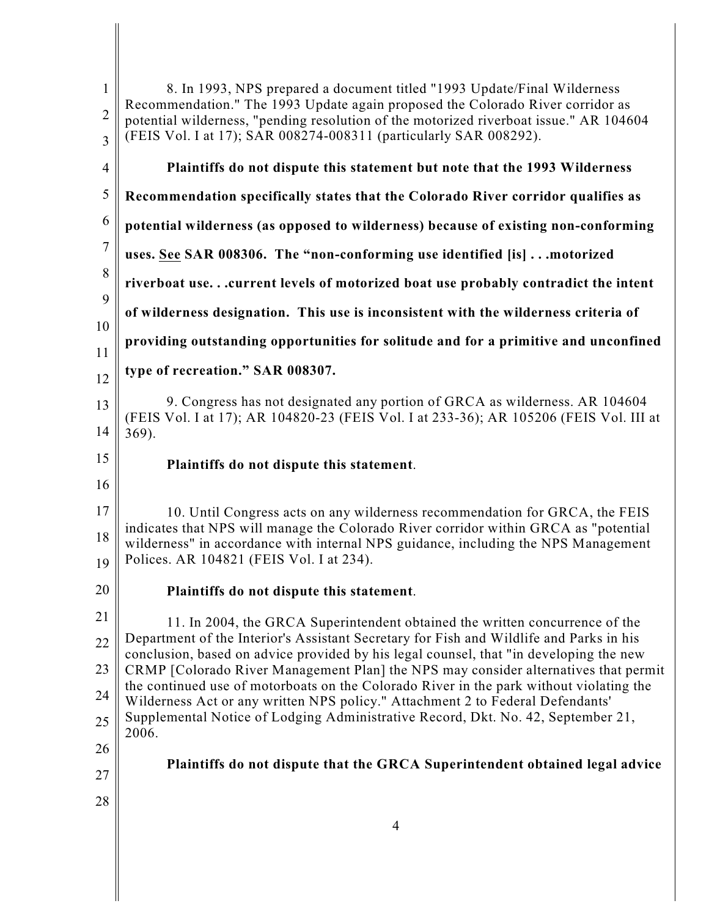8. In 1993, NPS prepared a document titled "1993 Update/Final Wilderness Recommendation." The 1993 Update again proposed the Colorado River corridor as potential wilderness, "pending resolution of the motorized riverboat issue." AR 104604 (FEIS Vol. I at 17); SAR 008274-008311 (particularly SAR 008292).

**Plaintiffs do not dispute this statement but note that the 1993 Wilderness Recommendation specifically states that the Colorado River corridor qualifies as potential wilderness (as opposed to wilderness) because of existing non-conforming uses. <u>See</u> SAR 008306. The "non-conforming use identified [is] . . .motorized riverboat use. . .current levels of motorized boat use probably contradict the intent of wilderness designation. This use is inconsistent with the wilderness criteria of providing outstanding opportunities for solitude and for a primitive and unconfined type of recreation." SAR 008307.**

9. Congress has not designated any portion of GRCA as wilderness. AR 104604 (FEIS Vol. I at 17); AR 104820-23 (FEIS Vol. I at 233-36); AR 105206 (FEIS Vol. III at 369).

**Plaintiffs do not dispute this statement**.

10. Until Congress acts on any wilderness recommendation for GRCA, the FEIS indicates that NPS will manage the Colorado River corridor within GRCA as "potential wilderness" in accordance with internal NPS guidance, including the NPS Management Polices. AR 104821 (FEIS Vol. I at 234).

**Plaintiffs do not dispute this statement**.

11. In 2004, the GRCA Superintendent obtained the written concurrence of the Department of the Interior's Assistant Secretary for Fish and Wildlife and Parks in his conclusion, based on advice provided by his legal counsel, that "in developing the new CRMP [Colorado River Management Plan] the NPS may consider alternatives that permit the continued use of motorboats on the Colorado River in the park without violating the Wilderness Act or any written NPS policy." Attachment 2 to Federal Defendants' Supplemental Notice of Lodging Administrative Record, Dkt. No. 42, September 21, 2006.

**Plaintiffs do not dispute that the GRCA Superintendent obtained legal advice**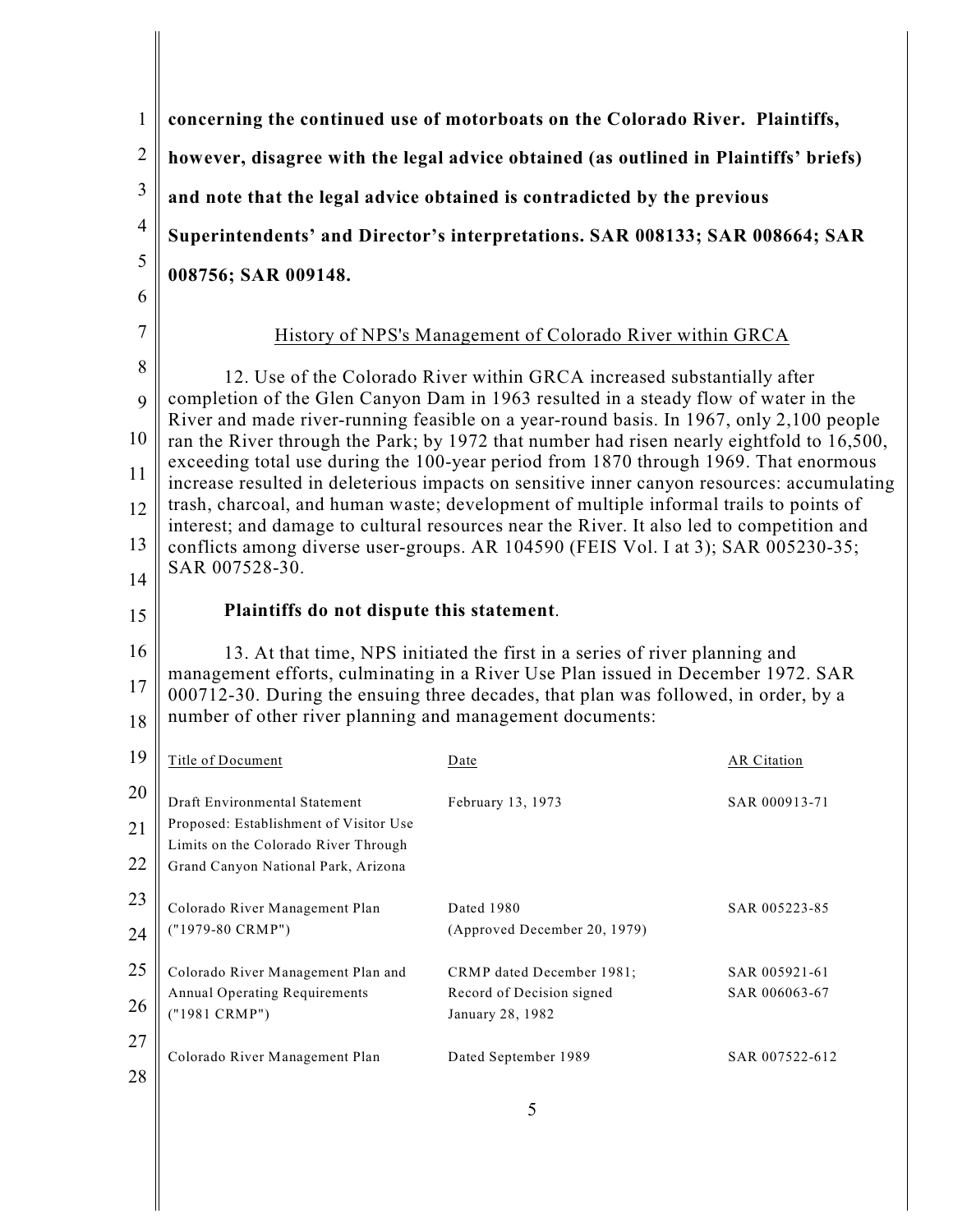**concerning the continued use of motorboats on the Colorado River. Plaintiffs, however, disagree with the legal advice obtained (as outlined in Plaintiffs' briefs) and note that the legal advice obtained is contradicted by the previous Superintendents' and Director's interpretations. SAR 008133; SAR 008664; SAR 008756; SAR 009148.**

History of NPS's Management of Colorado River within GRCA

12. Use of the Colorado River within GRCA increased substantially after completion of the Glen Canyon Dam in 1963 resulted in a steady flow of water in the River and made river-running feasible on a year-round basis. In 1967, only 2,100 people ran the River through the Park; by 1972 that number had risen nearly eightfold to 16,500, exceeding total use during the 100-year period from 1870 through 1969. That enormous increase resulted in deleterious impacts on sensitive inner canyon resources: accumulating trash, charcoal, and human waste; development of multiple informal trails to points of interest; and damage to cultural resources near the River. It also led to competition and conflicts among diverse user-groups. AR 104590 (FEIS Vol. I at 3); SAR 005230-35; SAR 007528-30.

**Plaintiffs do not dispute this statement**.

13. At that time, NPS initiated the first in a series of river planning and management efforts, culminating in a River Use Plan issued in December 1972. SAR 000712-30. During the ensuing three decades, that plan was followed, in order, by a number of other river planning and management documents:

| Title of Document | Date | AR Citation |
|---|---|---|
| Draft Environmental Statement Proposed: Establishment of Visitor Use Limits on the Colorado River Through Grand Canyon National Park, Arizona | February 13, 1973 | SAR 000913-71 |
| Colorado River Management Plan ("1979-80 CRMP") | Dated 1980 (Approved December 20, 1979) | SAR 005223-85 |
| Colorado River Management Plan and Annual Operating Requirements ("1981 CRMP") | CRMP dated December 1981; Record of Decision signed January 28, 1982 | SAR 005921-61<br>SAR 006063-67 |
| Colorado River Management Plan | Dated September 1989 | SAR 007522-612 |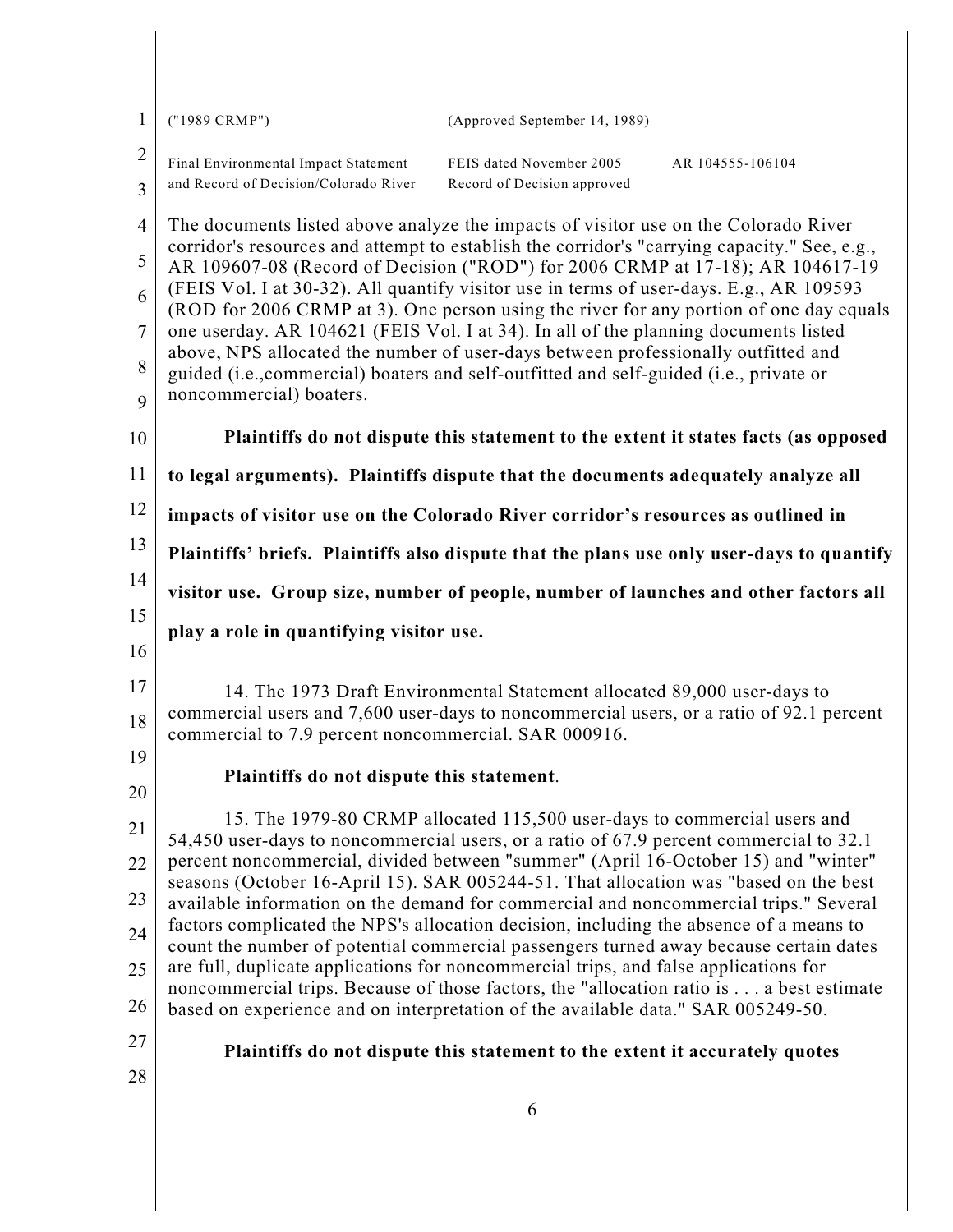| | | |
|---|---|---|
| ("1989 CRMP") | (Approved September 14, 1989) | |
| Final Environmental Impact Statement and Record of Decision/Colorado River | FEIS dated November 2005 Record of Decision approved | AR 104555-106104 |

The documents listed above analyze the impacts of visitor use on the Colorado River corridor's resources and attempt to establish the corridor's "carrying capacity." See, e.g., AR 109607-08 (Record of Decision ("ROD") for 2006 CRMP at 17-18); AR 104617-19 (FEIS Vol. I at 30-32). All quantify visitor use in terms of user-days. E.g., AR 109593 (ROD for 2006 CRMP at 3). One person using the river for any portion of one day equals one userday. AR 104621 (FEIS Vol. I at 34). In all of the planning documents listed above, NPS allocated the number of user-days between professionally outfitted and guided (i.e.,commercial) boaters and self-outfitted and self-guided (i.e., private or noncommercial) boaters.

**Plaintiffs do not dispute this statement to the extent it states facts (as opposed to legal arguments). Plaintiffs dispute that the documents adequately analyze all impacts of visitor use on the Colorado River corridor's resources as outlined in Plaintiffs' briefs. Plaintiffs also dispute that the plans use only user-days to quantify visitor use. Group size, number of people, number of launches and other factors all play a role in quantifying visitor use.**

14. The 1973 Draft Environmental Statement allocated 89,000 user-days to commercial users and 7,600 user-days to noncommercial users, or a ratio of 92.1 percent commercial to 7.9 percent noncommercial. SAR 000916.

**Plaintiffs do not dispute this statement**.

15. The 1979-80 CRMP allocated 115,500 user-days to commercial users and 54,450 user-days to noncommercial users, or a ratio of 67.9 percent commercial to 32.1 percent noncommercial, divided between "summer" (April 16-October 15) and "winter" seasons (October 16-April 15). SAR 005244-51. That allocation was "based on the best available information on the demand for commercial and noncommercial trips." Several factors complicated the NPS's allocation decision, including the absence of a means to count the number of potential commercial passengers turned away because certain dates are full, duplicate applications for noncommercial trips, and false applications for noncommercial trips. Because of those factors, the "allocation ratio is . . . a best estimate based on experience and on interpretation of the available data." SAR 005249-50.

**Plaintiffs do not dispute this statement to the extent it accurately quotes**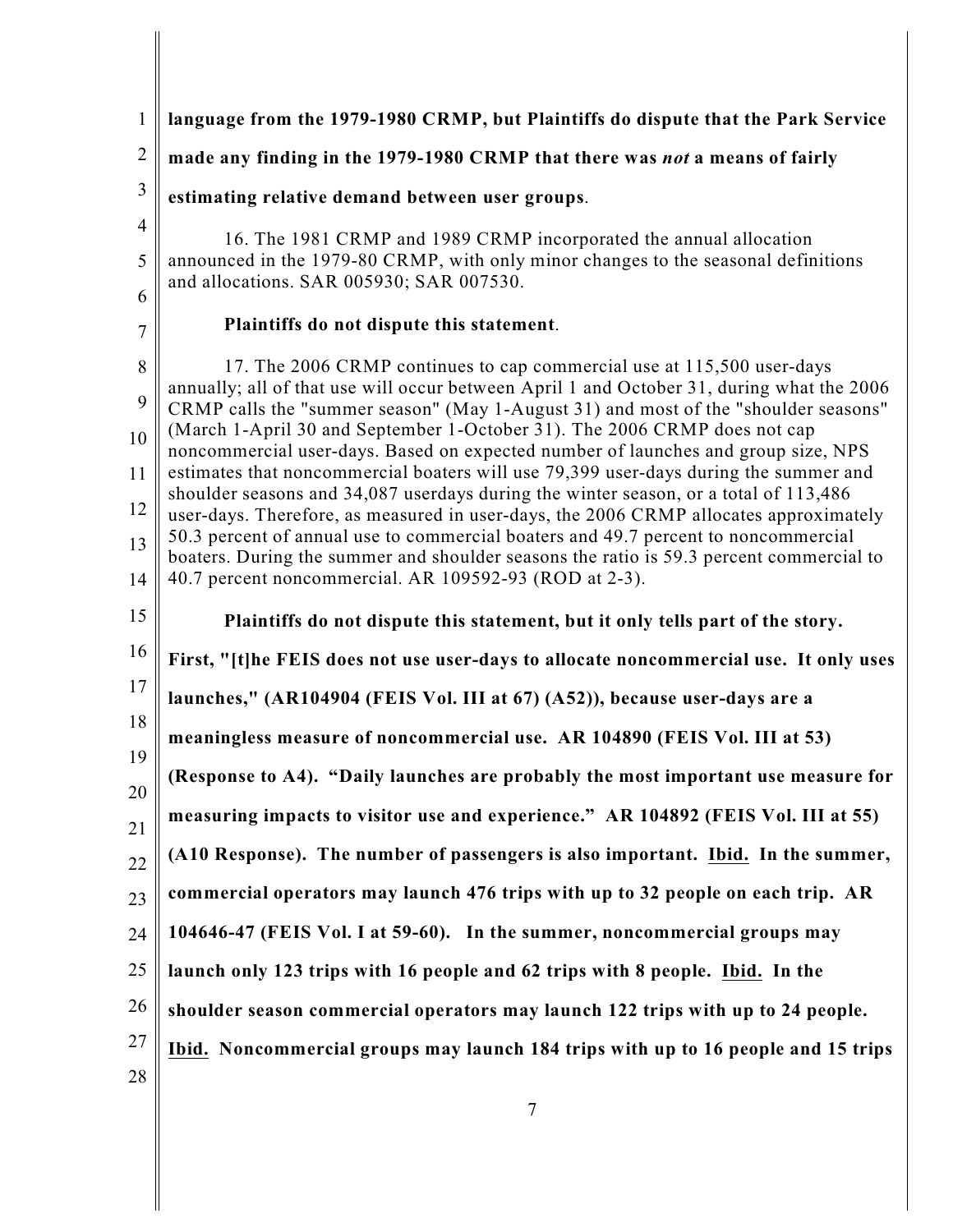**language from the 1979-1980 CRMP, but Plaintiffs do dispute that the Park Service made any finding in the 1979-1980 CRMP that there was *not* a means of fairly estimating relative demand between user groups**.

16. The 1981 CRMP and 1989 CRMP incorporated the annual allocation announced in the 1979-80 CRMP, with only minor changes to the seasonal definitions and allocations. SAR 005930; SAR 007530.

**Plaintiffs do not dispute this statement**.

17. The 2006 CRMP continues to cap commercial use at 115,500 user-days annually; all of that use will occur between April 1 and October 31, during what the 2006 CRMP calls the "summer season" (May 1-August 31) and most of the "shoulder seasons" (March 1-April 30 and September 1-October 31). The 2006 CRMP does not cap noncommercial user-days. Based on expected number of launches and group size, NPS estimates that noncommercial boaters will use 79,399 user-days during the summer and shoulder seasons and 34,087 userdays during the winter season, or a total of 113,486 user-days. Therefore, as measured in user-days, the 2006 CRMP allocates approximately 50.3 percent of annual use to commercial boaters and 49.7 percent to noncommercial boaters. During the summer and shoulder seasons the ratio is 59.3 percent commercial to 40.7 percent noncommercial. AR 109592-93 (ROD at 2-3).

**Plaintiffs do not dispute this statement, but it only tells part of the story. First, "[t]he FEIS does not use user-days to allocate noncommercial use. It only uses launches," (AR104904 (FEIS Vol. III at 67) (A52)), because user-days are a meaningless measure of noncommercial use. AR 104890 (FEIS Vol. III at 53) (Response to A4). "Daily launches are probably the most important use measure for measuring impacts to visitor use and experience." AR 104892 (FEIS Vol. III at 55) (A10 Response). The number of passengers is also important. Ibid. In the summer, commercial operators may launch 476 trips with up to 32 people on each trip. AR 104646-47 (FEIS Vol. I at 59-60). In the summer, noncommercial groups may launch only 123 trips with 16 people and 62 trips with 8 people. Ibid. In the shoulder season commercial operators may launch 122 trips with up to 24 people. Ibid. Noncommercial groups may launch 184 trips with up to 16 people and 15 trips**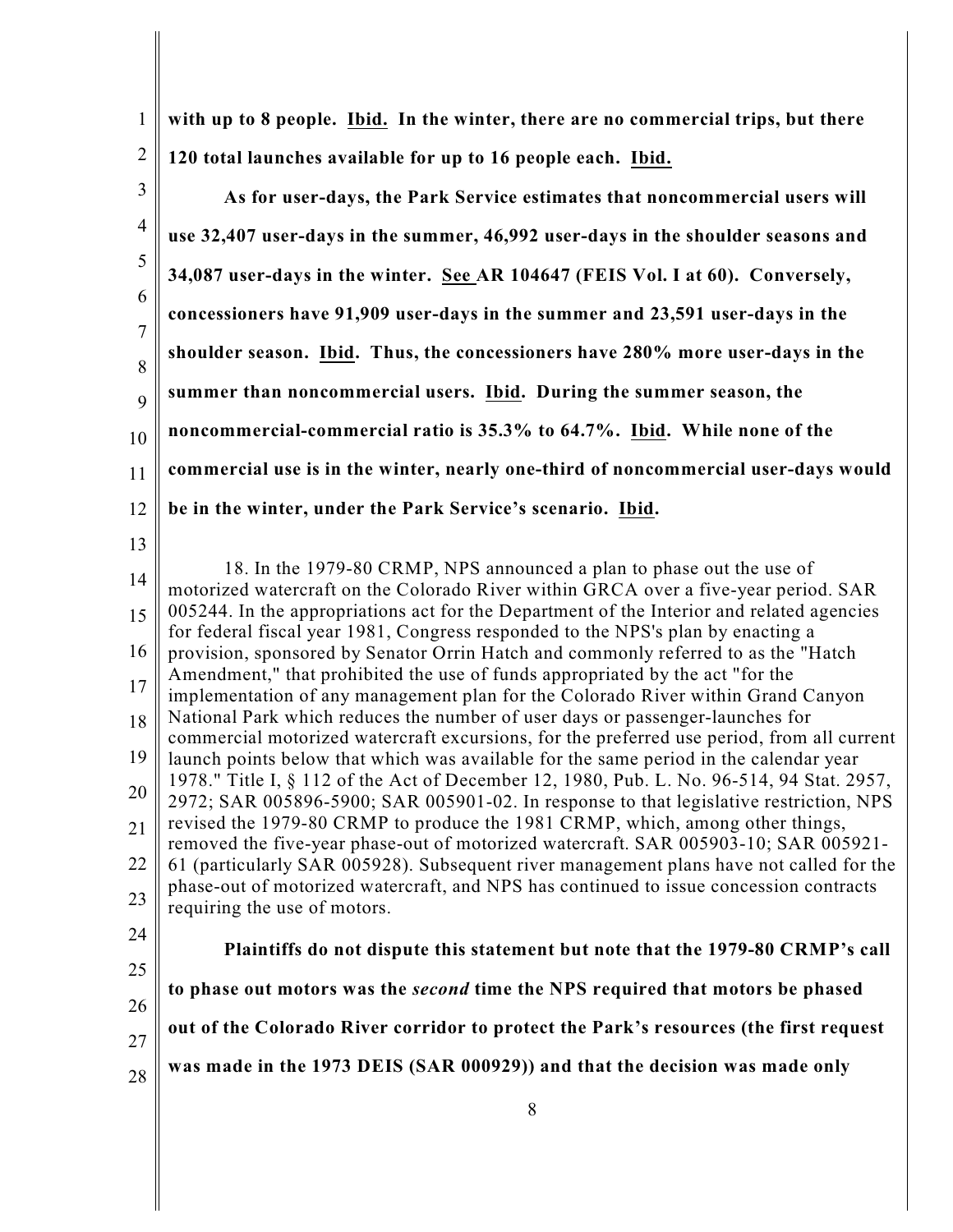**with up to 8 people. Ibid. In the winter, there are no commercial trips, but there 120 total launches available for up to 16 people each. Ibid.**

**As for user-days, the Park Service estimates that noncommercial users will use 32,407 user-days in the summer, 46,992 user-days in the shoulder seasons and 34,087 user-days in the winter. See AR 104647 (FEIS Vol. I at 60). Conversely, concessioners have 91,909 user-days in the summer and 23,591 user-days in the shoulder season. Ibid. Thus, the concessioners have 280% more user-days in the summer than noncommercial users. Ibid. During the summer season, the noncommercial-commercial ratio is 35.3% to 64.7%. Ibid. While none of the commercial use is in the winter, nearly one-third of noncommercial user-days would be in the winter, under the Park Service's scenario. Ibid.**

18. In the 1979-80 CRMP, NPS announced a plan to phase out the use of motorized watercraft on the Colorado River within GRCA over a five-year period. SAR 005244. In the appropriations act for the Department of the Interior and related agencies for federal fiscal year 1981, Congress responded to the NPS's plan by enacting a provision, sponsored by Senator Orrin Hatch and commonly referred to as the "Hatch Amendment," that prohibited the use of funds appropriated by the act "for the implementation of any management plan for the Colorado River within Grand Canyon National Park which reduces the number of user days or passenger-launches for commercial motorized watercraft excursions, for the preferred use period, from all current launch points below that which was available for the same period in the calendar year 1978." Title I, § 112 of the Act of December 12, 1980, Pub. L. No. 96-514, 94 Stat. 2957, 2972; SAR 005896-5900; SAR 005901-02. In response to that legislative restriction, NPS revised the 1979-80 CRMP to produce the 1981 CRMP, which, among other things, removed the five-year phase-out of motorized watercraft. SAR 005903-10; SAR 005921-61 (particularly SAR 005928). Subsequent river management plans have not called for the phase-out of motorized watercraft, and NPS has continued to issue concession contracts requiring the use of motors.

**Plaintiffs do not dispute this statement but note that the 1979-80 CRMP's call to phase out motors was the *second* time the NPS required that motors be phased out of the Colorado River corridor to protect the Park's resources (the first request was made in the 1973 DEIS (SAR 000929)) and that the decision was made only**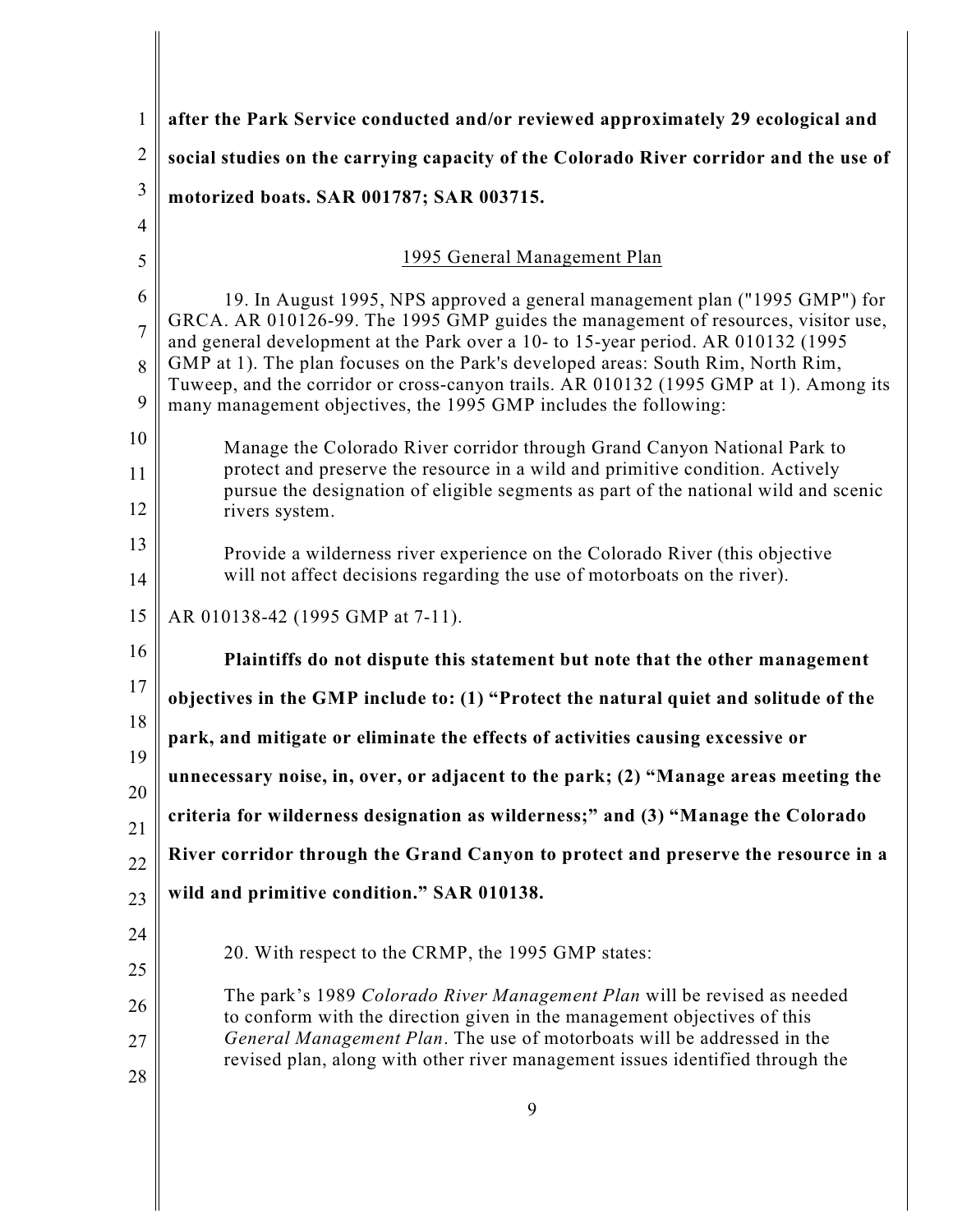**after the Park Service conducted and/or reviewed approximately 29 ecological and social studies on the carrying capacity of the Colorado River corridor and the use of motorized boats. SAR 001787; SAR 003715.**

## 1995 General Management Plan

19. In August 1995, NPS approved a general management plan ("1995 GMP") for GRCA. AR 010126-99. The 1995 GMP guides the management of resources, visitor use, and general development at the Park over a 10- to 15-year period. AR 010132 (1995 GMP at 1). The plan focuses on the Park's developed areas: South Rim, North Rim, Tuweep, and the corridor or cross-canyon trails. AR 010132 (1995 GMP at 1). Among its many management objectives, the 1995 GMP includes the following:

> Manage the Colorado River corridor through Grand Canyon National Park to protect and preserve the resource in a wild and primitive condition. Actively pursue the designation of eligible segments as part of the national wild and scenic rivers system.
>
> Provide a wilderness river experience on the Colorado River (this objective will not affect decisions regarding the use of motorboats on the river).

AR 010138-42 (1995 GMP at 7-11).

**Plaintiffs do not dispute this statement but note that the other management objectives in the GMP include to: (1) "Protect the natural quiet and solitude of the park, and mitigate or eliminate the effects of activities causing excessive or unnecessary noise, in, over, or adjacent to the park; (2) "Manage areas meeting the criteria for wilderness designation as wilderness;" and (3) "Manage the Colorado River corridor through the Grand Canyon to protect and preserve the resource in a wild and primitive condition." SAR 010138.**

20. With respect to the CRMP, the 1995 GMP states:

> The park's 1989 *Colorado River Management Plan* will be revised as needed to conform with the direction given in the management objectives of this *General Management Plan*. The use of motorboats will be addressed in the revised plan, along with other river management issues identified through the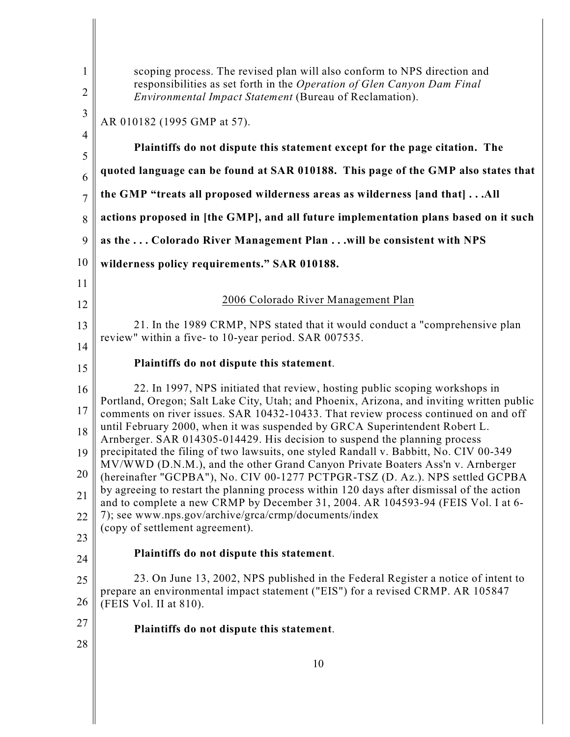scoping process. The revised plan will also conform to NPS direction and responsibilities as set forth in the *Operation of Glen Canyon Dam Final Environmental Impact Statement* (Bureau of Reclamation).

AR 010182 (1995 GMP at 57).

**Plaintiffs do not dispute this statement except for the page citation. The quoted language can be found at SAR 010188. This page of the GMP also states that the GMP "treats all proposed wilderness areas as wilderness [and that] . . .All actions proposed in [the GMP], and all future implementation plans based on it such as the . . . Colorado River Management Plan . . .will be consistent with NPS wilderness policy requirements." SAR 010188.**

<u>2006 Colorado River Management Plan</u>

21. In the 1989 CRMP, NPS stated that it would conduct a "comprehensive plan review" within a five- to 10-year period. SAR 007535.

**Plaintiffs do not dispute this statement**.

22. In 1997, NPS initiated that review, hosting public scoping workshops in Portland, Oregon; Salt Lake City, Utah; and Phoenix, Arizona, and inviting written public comments on river issues. SAR 10432-10433. That review process continued on and off until February 2000, when it was suspended by GRCA Superintendent Robert L. Arnberger. SAR 014305-014429. His decision to suspend the planning process precipitated the filing of two lawsuits, one styled Randall v. Babbitt, No. CIV 00-349 MV/WWD (D.N.M.), and the other Grand Canyon Private Boaters Ass'n v. Arnberger (hereinafter "GCPBA"), No. CIV 00-1277 PCTPGR-TSZ (D. Az.). NPS settled GCPBA by agreeing to restart the planning process within 120 days after dismissal of the action and to complete a new CRMP by December 31, 2004. AR 104593-94 (FEIS Vol. I at 6-7); see www.nps.gov/archive/grca/crmp/documents/index (copy of settlement agreement).

**Plaintiffs do not dispute this statement**.

23. On June 13, 2002, NPS published in the Federal Register a notice of intent to prepare an environmental impact statement ("EIS") for a revised CRMP. AR 105847 (FEIS Vol. II at 810).

**Plaintiffs do not dispute this statement**.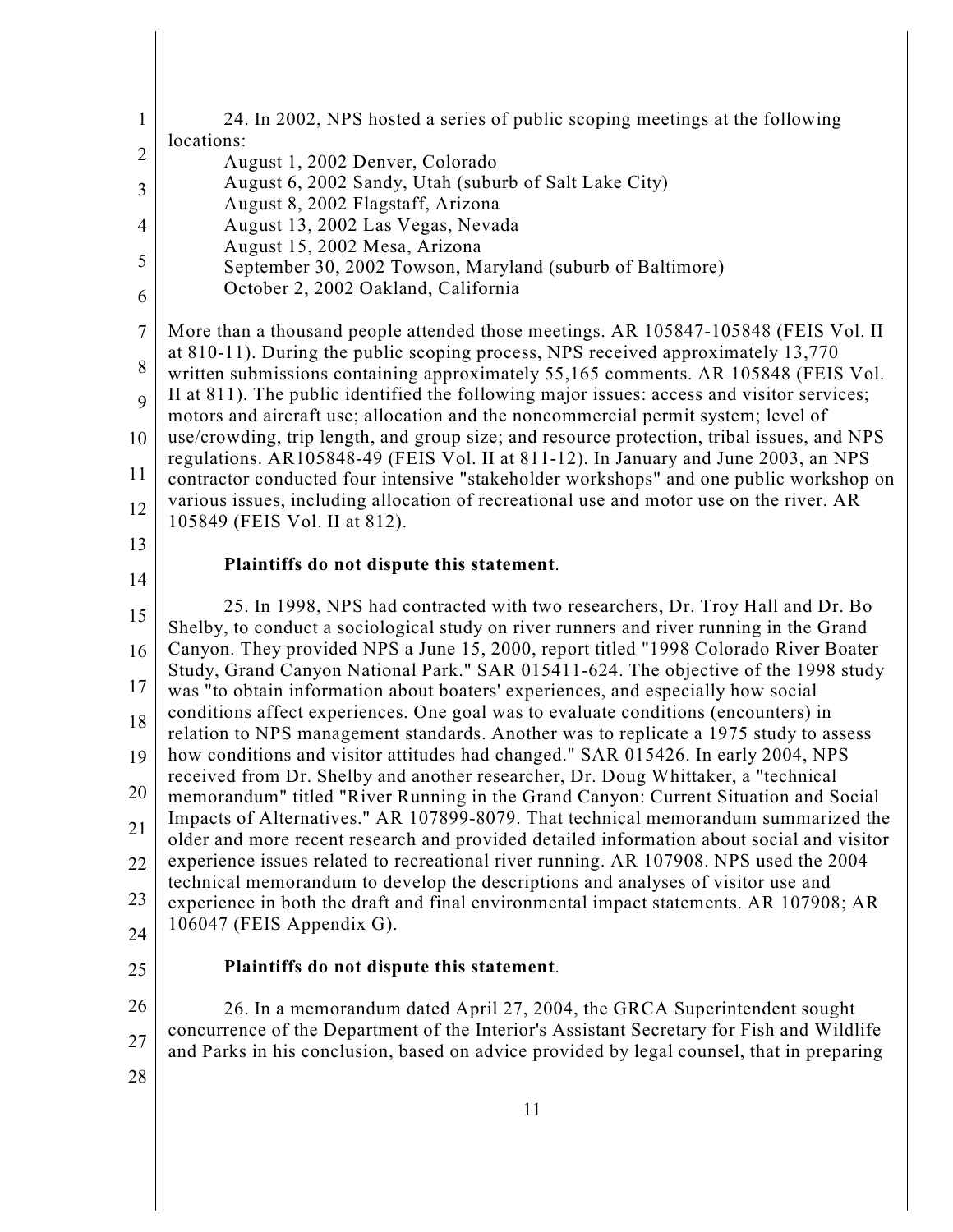24. In 2002, NPS hosted a series of public scoping meetings at the following locations:

August 1, 2002 Denver, Colorado
August 6, 2002 Sandy, Utah (suburb of Salt Lake City)
August 8, 2002 Flagstaff, Arizona
August 13, 2002 Las Vegas, Nevada
August 15, 2002 Mesa, Arizona
September 30, 2002 Towson, Maryland (suburb of Baltimore)
October 2, 2002 Oakland, California

More than a thousand people attended those meetings. AR 105847-105848 (FEIS Vol. II at 810-11). During the public scoping process, NPS received approximately 13,770 written submissions containing approximately 55,165 comments. AR 105848 (FEIS Vol. II at 811). The public identified the following major issues: access and visitor services; motors and aircraft use; allocation and the noncommercial permit system; level of use/crowding, trip length, and group size; and resource protection, tribal issues, and NPS regulations. AR105848-49 (FEIS Vol. II at 811-12). In January and June 2003, an NPS contractor conducted four intensive "stakeholder workshops" and one public workshop on various issues, including allocation of recreational use and motor use on the river. AR 105849 (FEIS Vol. II at 812).

**Plaintiffs do not dispute this statement**.

25. In 1998, NPS had contracted with two researchers, Dr. Troy Hall and Dr. Bo Shelby, to conduct a sociological study on river runners and river running in the Grand Canyon. They provided NPS a June 15, 2000, report titled "1998 Colorado River Boater Study, Grand Canyon National Park." SAR 015411-624. The objective of the 1998 study was "to obtain information about boaters' experiences, and especially how social conditions affect experiences. One goal was to evaluate conditions (encounters) in relation to NPS management standards. Another was to replicate a 1975 study to assess how conditions and visitor attitudes had changed." SAR 015426. In early 2004, NPS received from Dr. Shelby and another researcher, Dr. Doug Whittaker, a "technical memorandum" titled "River Running in the Grand Canyon: Current Situation and Social Impacts of Alternatives." AR 107899-8079. That technical memorandum summarized the older and more recent research and provided detailed information about social and visitor experience issues related to recreational river running. AR 107908. NPS used the 2004 technical memorandum to develop the descriptions and analyses of visitor use and experience in both the draft and final environmental impact statements. AR 107908; AR 106047 (FEIS Appendix G).

**Plaintiffs do not dispute this statement**.

26. In a memorandum dated April 27, 2004, the GRCA Superintendent sought concurrence of the Department of the Interior's Assistant Secretary for Fish and Wildlife and Parks in his conclusion, based on advice provided by legal counsel, that in preparing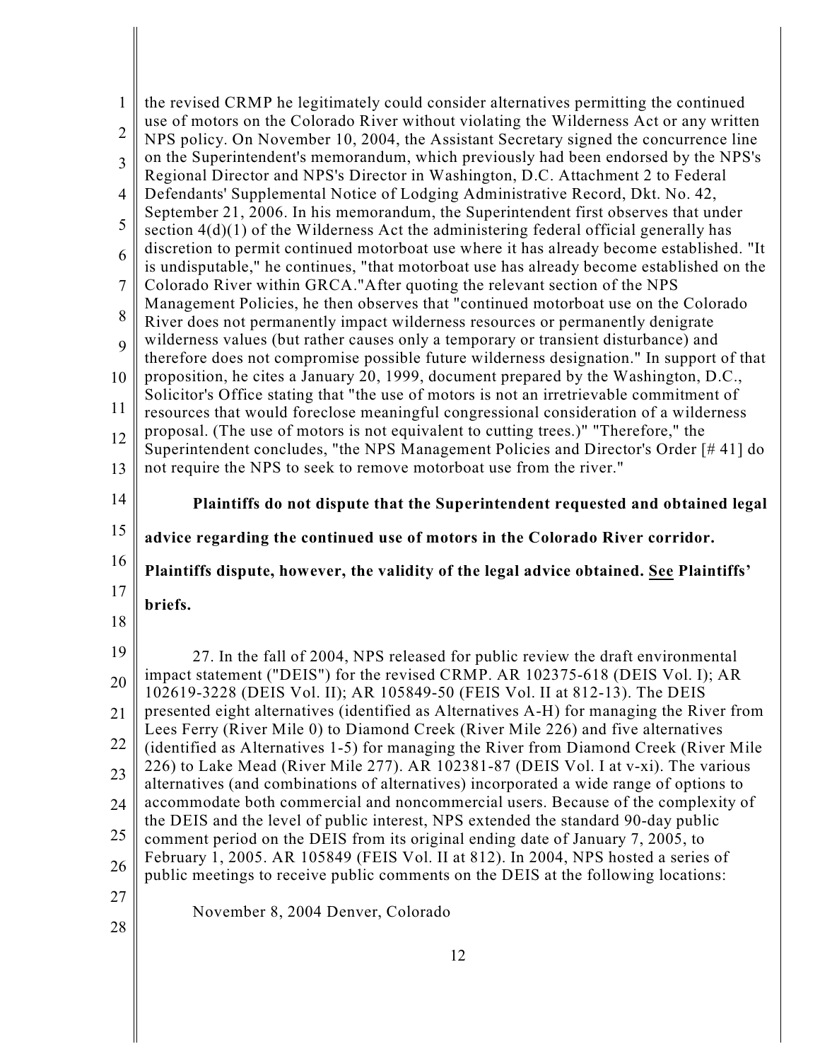the revised CRMP he legitimately could consider alternatives permitting the continued use of motors on the Colorado River without violating the Wilderness Act or any written NPS policy. On November 10, 2004, the Assistant Secretary signed the concurrence line on the Superintendent's memorandum, which previously had been endorsed by the NPS's Regional Director and NPS's Director in Washington, D.C. Attachment 2 to Federal Defendants' Supplemental Notice of Lodging Administrative Record, Dkt. No. 42, September 21, 2006. In his memorandum, the Superintendent first observes that under section 4(d)(1) of the Wilderness Act the administering federal official generally has discretion to permit continued motorboat use where it has already become established. "It is undisputable," he continues, "that motorboat use has already become established on the Colorado River within GRCA."After quoting the relevant section of the NPS Management Policies, he then observes that "continued motorboat use on the Colorado River does not permanently impact wilderness resources or permanently denigrate wilderness values (but rather causes only a temporary or transient disturbance) and therefore does not compromise possible future wilderness designation." In support of that proposition, he cites a January 20, 1999, document prepared by the Washington, D.C., Solicitor's Office stating that "the use of motors is not an irretrievable commitment of resources that would foreclose meaningful congressional consideration of a wilderness proposal. (The use of motors is not equivalent to cutting trees.)" "Therefore," the Superintendent concludes, "the NPS Management Policies and Director's Order [# 41] do not require the NPS to seek to remove motorboat use from the river."

**Plaintiffs do not dispute that the Superintendent requested and obtained legal advice regarding the continued use of motors in the Colorado River corridor. Plaintiffs dispute, however, the validity of the legal advice obtained. See Plaintiffs' briefs.**

27. In the fall of 2004, NPS released for public review the draft environmental impact statement ("DEIS") for the revised CRMP. AR 102375-618 (DEIS Vol. I); AR 102619-3228 (DEIS Vol. II); AR 105849-50 (FEIS Vol. II at 812-13). The DEIS presented eight alternatives (identified as Alternatives A-H) for managing the River from Lees Ferry (River Mile 0) to Diamond Creek (River Mile 226) and five alternatives (identified as Alternatives 1-5) for managing the River from Diamond Creek (River Mile 226) to Lake Mead (River Mile 277). AR 102381-87 (DEIS Vol. I at v-xi). The various alternatives (and combinations of alternatives) incorporated a wide range of options to accommodate both commercial and noncommercial users. Because of the complexity of the DEIS and the level of public interest, NPS extended the standard 90-day public comment period on the DEIS from its original ending date of January 7, 2005, to February 1, 2005. AR 105849 (FEIS Vol. II at 812). In 2004, NPS hosted a series of public meetings to receive public comments on the DEIS at the following locations:

November 8, 2004 Denver, Colorado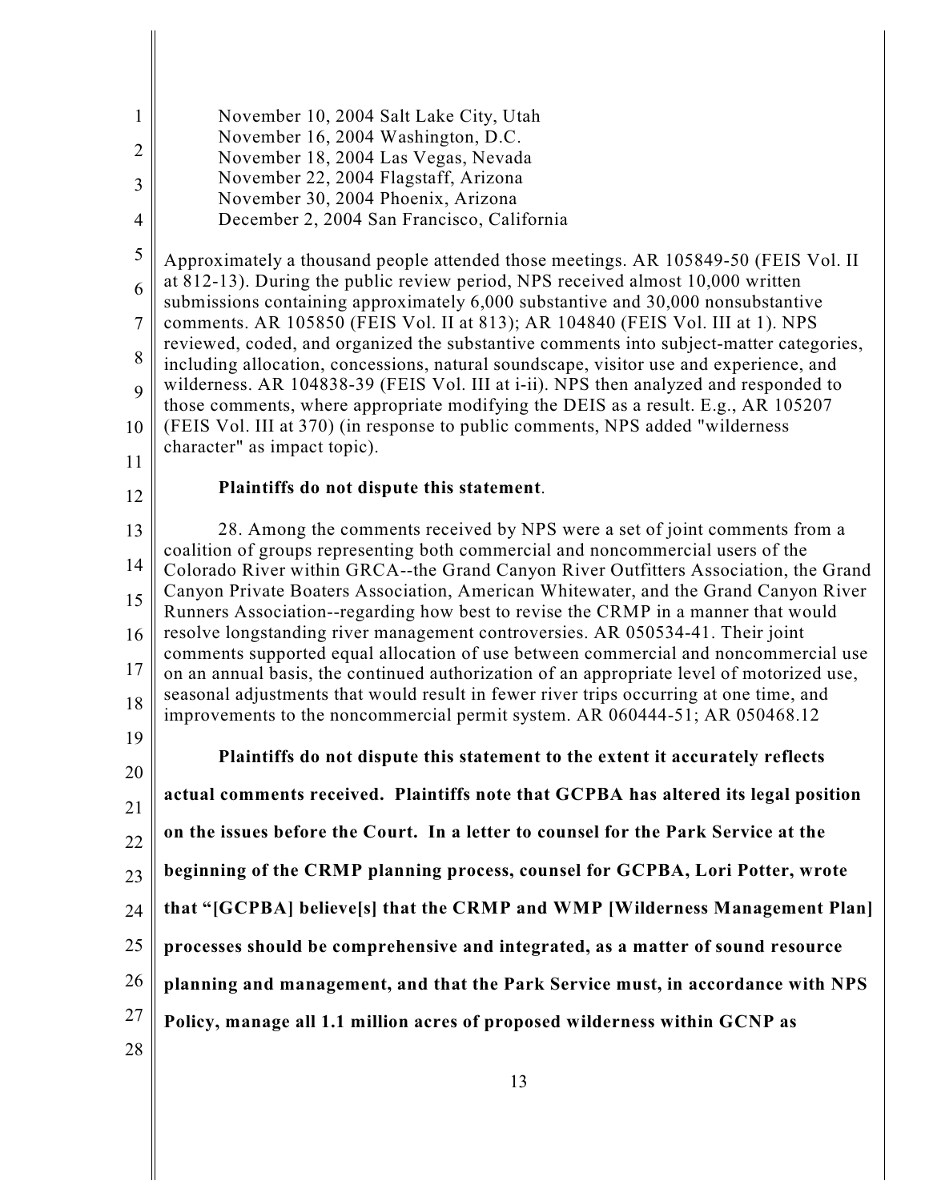November 10, 2004 Salt Lake City, Utah
November 16, 2004 Washington, D.C.
November 18, 2004 Las Vegas, Nevada
November 22, 2004 Flagstaff, Arizona
November 30, 2004 Phoenix, Arizona
December 2, 2004 San Francisco, California

Approximately a thousand people attended those meetings. AR 105849-50 (FEIS Vol. II at 812-13). During the public review period, NPS received almost 10,000 written submissions containing approximately 6,000 substantive and 30,000 nonsubstantive comments. AR 105850 (FEIS Vol. II at 813); AR 104840 (FEIS Vol. III at 1). NPS reviewed, coded, and organized the substantive comments into subject-matter categories, including allocation, concessions, natural soundscape, visitor use and experience, and wilderness. AR 104838-39 (FEIS Vol. III at i-ii). NPS then analyzed and responded to those comments, where appropriate modifying the DEIS as a result. E.g., AR 105207 (FEIS Vol. III at 370) (in response to public comments, NPS added "wilderness character" as impact topic).

**Plaintiffs do not dispute this statement**.

28. Among the comments received by NPS were a set of joint comments from a coalition of groups representing both commercial and noncommercial users of the Colorado River within GRCA--the Grand Canyon River Outfitters Association, the Grand Canyon Private Boaters Association, American Whitewater, and the Grand Canyon River Runners Association--regarding how best to revise the CRMP in a manner that would resolve longstanding river management controversies. AR 050534-41. Their joint comments supported equal allocation of use between commercial and noncommercial use on an annual basis, the continued authorization of an appropriate level of motorized use, seasonal adjustments that would result in fewer river trips occurring at one time, and improvements to the noncommercial permit system. AR 060444-51; AR 050468.12

**Plaintiffs do not dispute this statement to the extent it accurately reflects actual comments received. Plaintiffs note that GCPBA has altered its legal position on the issues before the Court. In a letter to counsel for the Park Service at the beginning of the CRMP planning process, counsel for GCPBA, Lori Potter, wrote that "[GCPBA] believe[s] that the CRMP and WMP [Wilderness Management Plan] processes should be comprehensive and integrated, as a matter of sound resource planning and management, and that the Park Service must, in accordance with NPS Policy, manage all 1.1 million acres of proposed wilderness within GCNP as**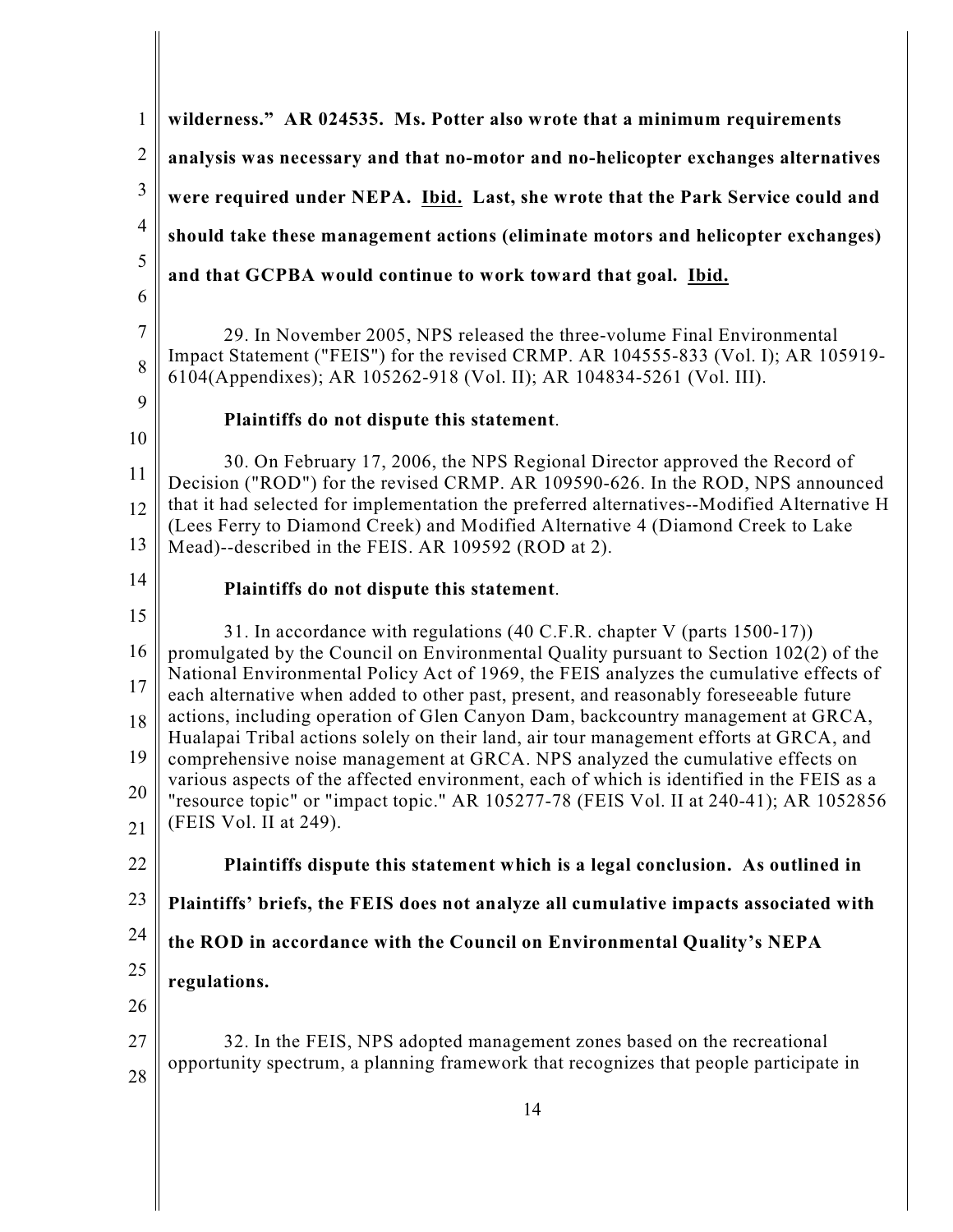**wilderness." AR 024535. Ms. Potter also wrote that a minimum requirements analysis was necessary and that no-motor and no-helicopter exchanges alternatives were required under NEPA. <u>Ibid.</u> Last, she wrote that the Park Service could and should take these management actions (eliminate motors and helicopter exchanges) and that GCPBA would continue to work toward that goal. <u>Ibid.</u>**

29. In November 2005, NPS released the three-volume Final Environmental Impact Statement ("FEIS") for the revised CRMP. AR 104555-833 (Vol. I); AR 105919-6104(Appendixes); AR 105262-918 (Vol. II); AR 104834-5261 (Vol. III).

**Plaintiffs do not dispute this statement**.

30. On February 17, 2006, the NPS Regional Director approved the Record of Decision ("ROD") for the revised CRMP. AR 109590-626. In the ROD, NPS announced that it had selected for implementation the preferred alternatives--Modified Alternative H (Lees Ferry to Diamond Creek) and Modified Alternative 4 (Diamond Creek to Lake Mead)--described in the FEIS. AR 109592 (ROD at 2).

**Plaintiffs do not dispute this statement**.

31. In accordance with regulations (40 C.F.R. chapter V (parts 1500-17)) promulgated by the Council on Environmental Quality pursuant to Section 102(2) of the National Environmental Policy Act of 1969, the FEIS analyzes the cumulative effects of each alternative when added to other past, present, and reasonably foreseeable future actions, including operation of Glen Canyon Dam, backcountry management at GRCA, Hualapai Tribal actions solely on their land, air tour management efforts at GRCA, and comprehensive noise management at GRCA. NPS analyzed the cumulative effects on various aspects of the affected environment, each of which is identified in the FEIS as a "resource topic" or "impact topic." AR 105277-78 (FEIS Vol. II at 240-41); AR 1052856 (FEIS Vol. II at 249).

**Plaintiffs dispute this statement which is a legal conclusion. As outlined in Plaintiffs' briefs, the FEIS does not analyze all cumulative impacts associated with the ROD in accordance with the Council on Environmental Quality's NEPA regulations.**

32. In the FEIS, NPS adopted management zones based on the recreational opportunity spectrum, a planning framework that recognizes that people participate in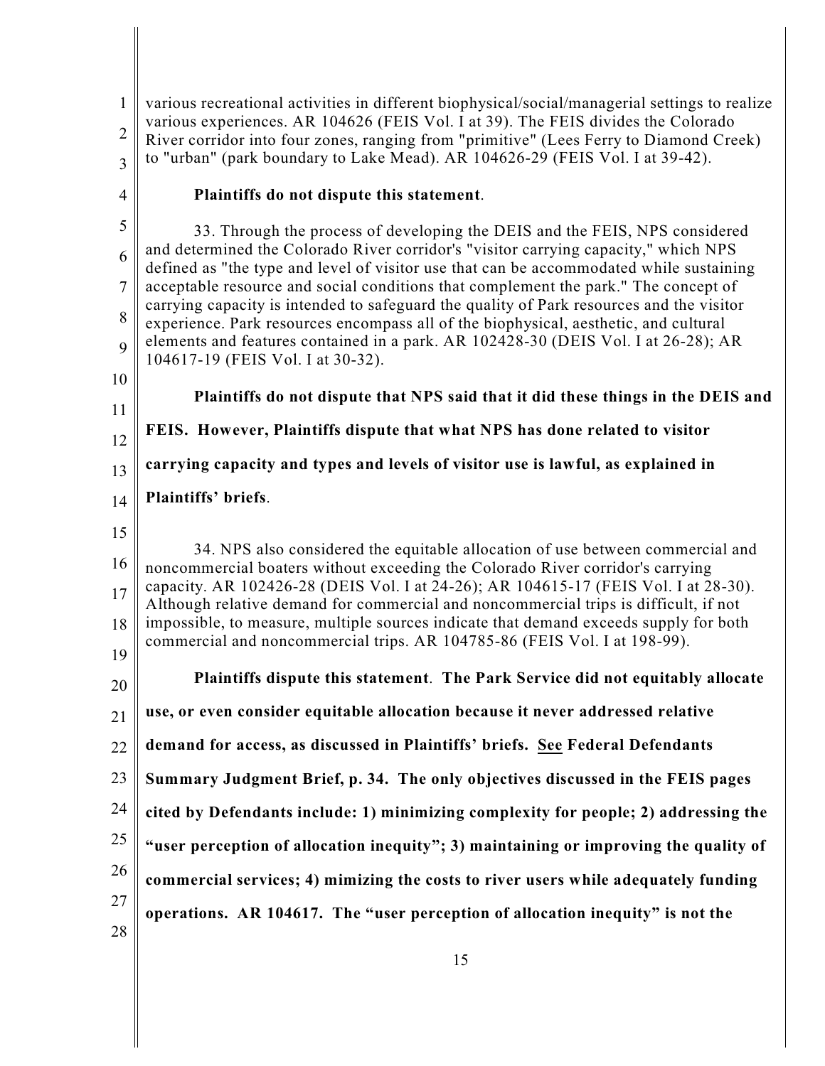various recreational activities in different biophysical/social/managerial settings to realize various experiences. AR 104626 (FEIS Vol. I at 39). The FEIS divides the Colorado River corridor into four zones, ranging from "primitive" (Lees Ferry to Diamond Creek) to "urban" (park boundary to Lake Mead). AR 104626-29 (FEIS Vol. I at 39-42).

**Plaintiffs do not dispute this statement**.

33. Through the process of developing the DEIS and the FEIS, NPS considered and determined the Colorado River corridor's "visitor carrying capacity," which NPS defined as "the type and level of visitor use that can be accommodated while sustaining acceptable resource and social conditions that complement the park." The concept of carrying capacity is intended to safeguard the quality of Park resources and the visitor experience. Park resources encompass all of the biophysical, aesthetic, and cultural elements and features contained in a park. AR 102428-30 (DEIS Vol. I at 26-28); AR 104617-19 (FEIS Vol. I at 30-32).

**Plaintiffs do not dispute that NPS said that it did these things in the DEIS and FEIS. However, Plaintiffs dispute that what NPS has done related to visitor carrying capacity and types and levels of visitor use is lawful, as explained in Plaintiffs' briefs**.

34. NPS also considered the equitable allocation of use between commercial and noncommercial boaters without exceeding the Colorado River corridor's carrying capacity. AR 102426-28 (DEIS Vol. I at 24-26); AR 104615-17 (FEIS Vol. I at 28-30). Although relative demand for commercial and noncommercial trips is difficult, if not impossible, to measure, multiple sources indicate that demand exceeds supply for both commercial and noncommercial trips. AR 104785-86 (FEIS Vol. I at 198-99).

**Plaintiffs dispute this statement**. **The Park Service did not equitably allocate use, or even consider equitable allocation because it never addressed relative demand for access, as discussed in Plaintiffs' briefs. <u>See</u> Federal Defendants Summary Judgment Brief, p. 34. The only objectives discussed in the FEIS pages cited by Defendants include: 1) minimizing complexity for people; 2) addressing the "user perception of allocation inequity"; 3) maintaining or improving the quality of commercial services; 4) mimizing the costs to river users while adequately funding operations. AR 104617. The "user perception of allocation inequity" is not the**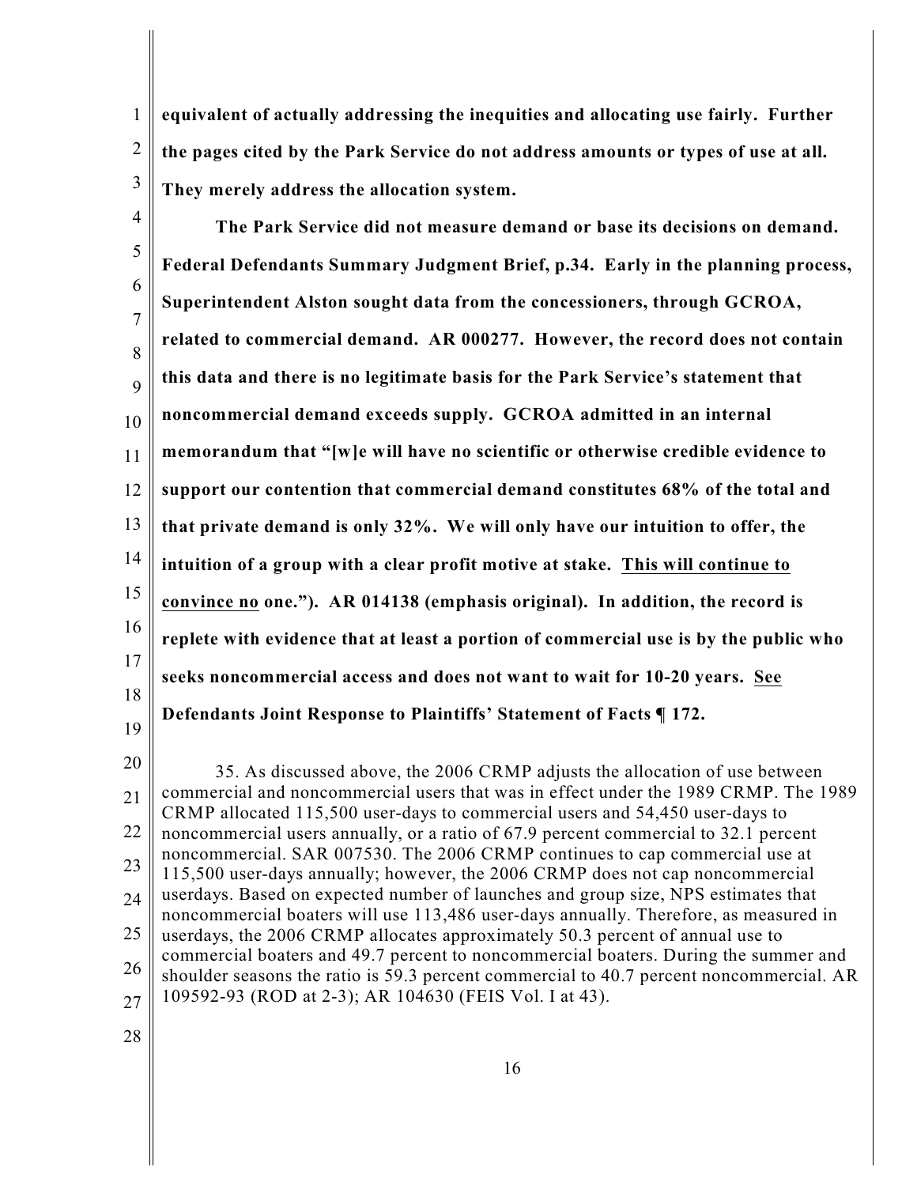**equivalent of actually addressing the inequities and allocating use fairly. Further the pages cited by the Park Service do not address amounts or types of use at all. They merely address the allocation system.**

**The Park Service did not measure demand or base its decisions on demand. Federal Defendants Summary Judgment Brief, p.34. Early in the planning process, Superintendent Alston sought data from the concessioners, through GCROA, related to commercial demand. AR 000277. However, the record does not contain this data and there is no legitimate basis for the Park Service's statement that noncommercial demand exceeds supply. GCROA admitted in an internal memorandum that "[w]e will have no scientific or otherwise credible evidence to support our contention that commercial demand constitutes 68% of the total and that private demand is only 32%. We will only have our intuition to offer, the intuition of a group with a clear profit motive at stake. <u>This will continue to convince no</u> one."). AR 014138 (emphasis original). In addition, the record is replete with evidence that at least a portion of commercial use is by the public who seeks noncommercial access and does not want to wait for 10-20 years. <u>See</u> Defendants Joint Response to Plaintiffs' Statement of Facts ¶ 172.**

35. As discussed above, the 2006 CRMP adjusts the allocation of use between commercial and noncommercial users that was in effect under the 1989 CRMP. The 1989 CRMP allocated 115,500 user-days to commercial users and 54,450 user-days to noncommercial users annually, or a ratio of 67.9 percent commercial to 32.1 percent noncommercial. SAR 007530. The 2006 CRMP continues to cap commercial use at 115,500 user-days annually; however, the 2006 CRMP does not cap noncommercial userdays. Based on expected number of launches and group size, NPS estimates that noncommercial boaters will use 113,486 user-days annually. Therefore, as measured in userdays, the 2006 CRMP allocates approximately 50.3 percent of annual use to commercial boaters and 49.7 percent to noncommercial boaters. During the summer and shoulder seasons the ratio is 59.3 percent commercial to 40.7 percent noncommercial. AR 109592-93 (ROD at 2-3); AR 104630 (FEIS Vol. I at 43).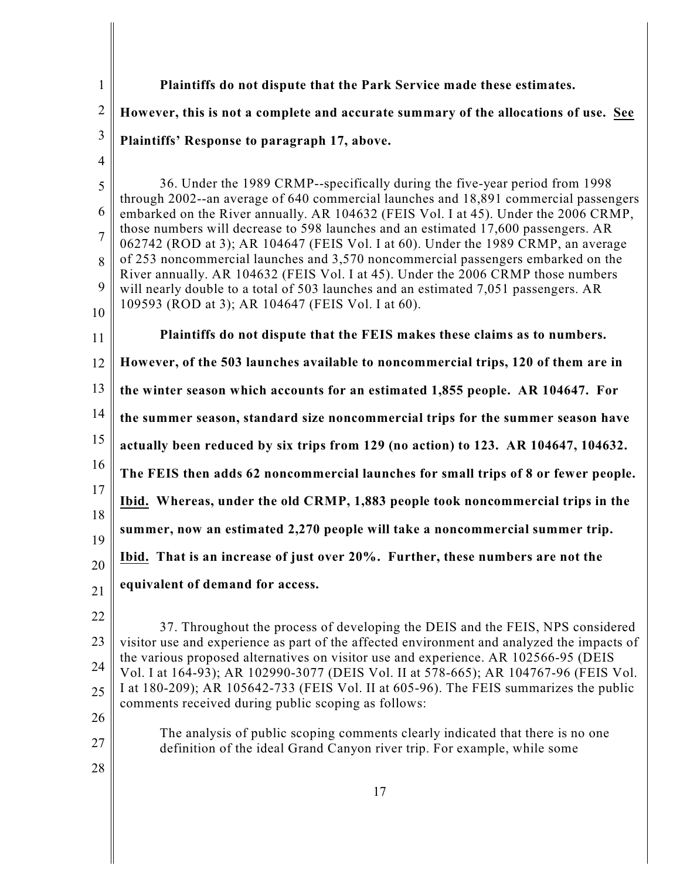**Plaintiffs do not dispute that the Park Service made these estimates. However, this is not a complete and accurate summary of the allocations of use. See Plaintiffs' Response to paragraph 17, above.**

36. Under the 1989 CRMP--specifically during the five-year period from 1998 through 2002--an average of 640 commercial launches and 18,891 commercial passengers embarked on the River annually. AR 104632 (FEIS Vol. I at 45). Under the 2006 CRMP, those numbers will decrease to 598 launches and an estimated 17,600 passengers. AR 062742 (ROD at 3); AR 104647 (FEIS Vol. I at 60). Under the 1989 CRMP, an average of 253 noncommercial launches and 3,570 noncommercial passengers embarked on the River annually. AR 104632 (FEIS Vol. I at 45). Under the 2006 CRMP those numbers will nearly double to a total of 503 launches and an estimated 7,051 passengers. AR 109593 (ROD at 3); AR 104647 (FEIS Vol. I at 60).

**Plaintiffs do not dispute that the FEIS makes these claims as to numbers. However, of the 503 launches available to noncommercial trips, 120 of them are in the winter season which accounts for an estimated 1,855 people. AR 104647. For the summer season, standard size noncommercial trips for the summer season have actually been reduced by six trips from 129 (no action) to 123. AR 104647, 104632. The FEIS then adds 62 noncommercial launches for small trips of 8 or fewer people. Ibid. Whereas, under the old CRMP, 1,883 people took noncommercial trips in the summer, now an estimated 2,270 people will take a noncommercial summer trip. Ibid. That is an increase of just over 20%. Further, these numbers are not the equivalent of demand for access.**

37. Throughout the process of developing the DEIS and the FEIS, NPS considered visitor use and experience as part of the affected environment and analyzed the impacts of the various proposed alternatives on visitor use and experience. AR 102566-95 (DEIS Vol. I at 164-93); AR 102990-3077 (DEIS Vol. II at 578-665); AR 104767-96 (FEIS Vol. I at 180-209); AR 105642-733 (FEIS Vol. II at 605-96). The FEIS summarizes the public comments received during public scoping as follows:

> The analysis of public scoping comments clearly indicated that there is no one definition of the ideal Grand Canyon river trip. For example, while some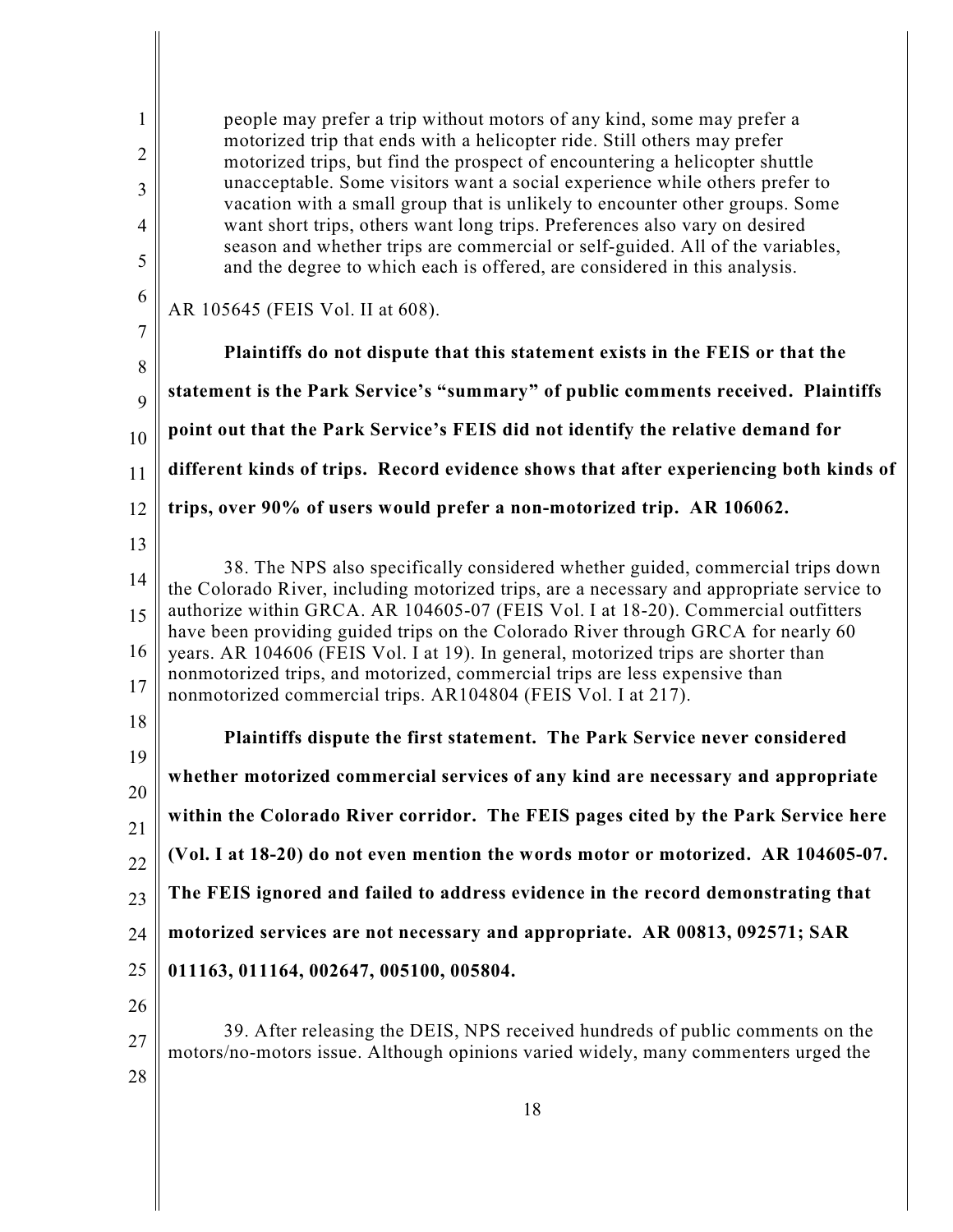> people may prefer a trip without motors of any kind, some may prefer a motorized trip that ends with a helicopter ride. Still others may prefer motorized trips, but find the prospect of encountering a helicopter shuttle unacceptable. Some visitors want a social experience while others prefer to vacation with a small group that is unlikely to encounter other groups. Some want short trips, others want long trips. Preferences also vary on desired season and whether trips are commercial or self-guided. All of the variables, and the degree to which each is offered, are considered in this analysis.

AR 105645 (FEIS Vol. II at 608).

**Plaintiffs do not dispute that this statement exists in the FEIS or that the statement is the Park Service's "summary" of public comments received. Plaintiffs point out that the Park Service's FEIS did not identify the relative demand for different kinds of trips. Record evidence shows that after experiencing both kinds of trips, over 90% of users would prefer a non-motorized trip. AR 106062.**

38. The NPS also specifically considered whether guided, commercial trips down the Colorado River, including motorized trips, are a necessary and appropriate service to authorize within GRCA. AR 104605-07 (FEIS Vol. I at 18-20). Commercial outfitters have been providing guided trips on the Colorado River through GRCA for nearly 60 years. AR 104606 (FEIS Vol. I at 19). In general, motorized trips are shorter than nonmotorized trips, and motorized, commercial trips are less expensive than nonmotorized commercial trips. AR104804 (FEIS Vol. I at 217).

**Plaintiffs dispute the first statement. The Park Service never considered whether motorized commercial services of any kind are necessary and appropriate within the Colorado River corridor. The FEIS pages cited by the Park Service here (Vol. I at 18-20) do not even mention the words motor or motorized. AR 104605-07. The FEIS ignored and failed to address evidence in the record demonstrating that motorized services are not necessary and appropriate. AR 00813, 092571; SAR 011163, 011164, 002647, 005100, 005804.**

39. After releasing the DEIS, NPS received hundreds of public comments on the motors/no-motors issue. Although opinions varied widely, many commenters urged the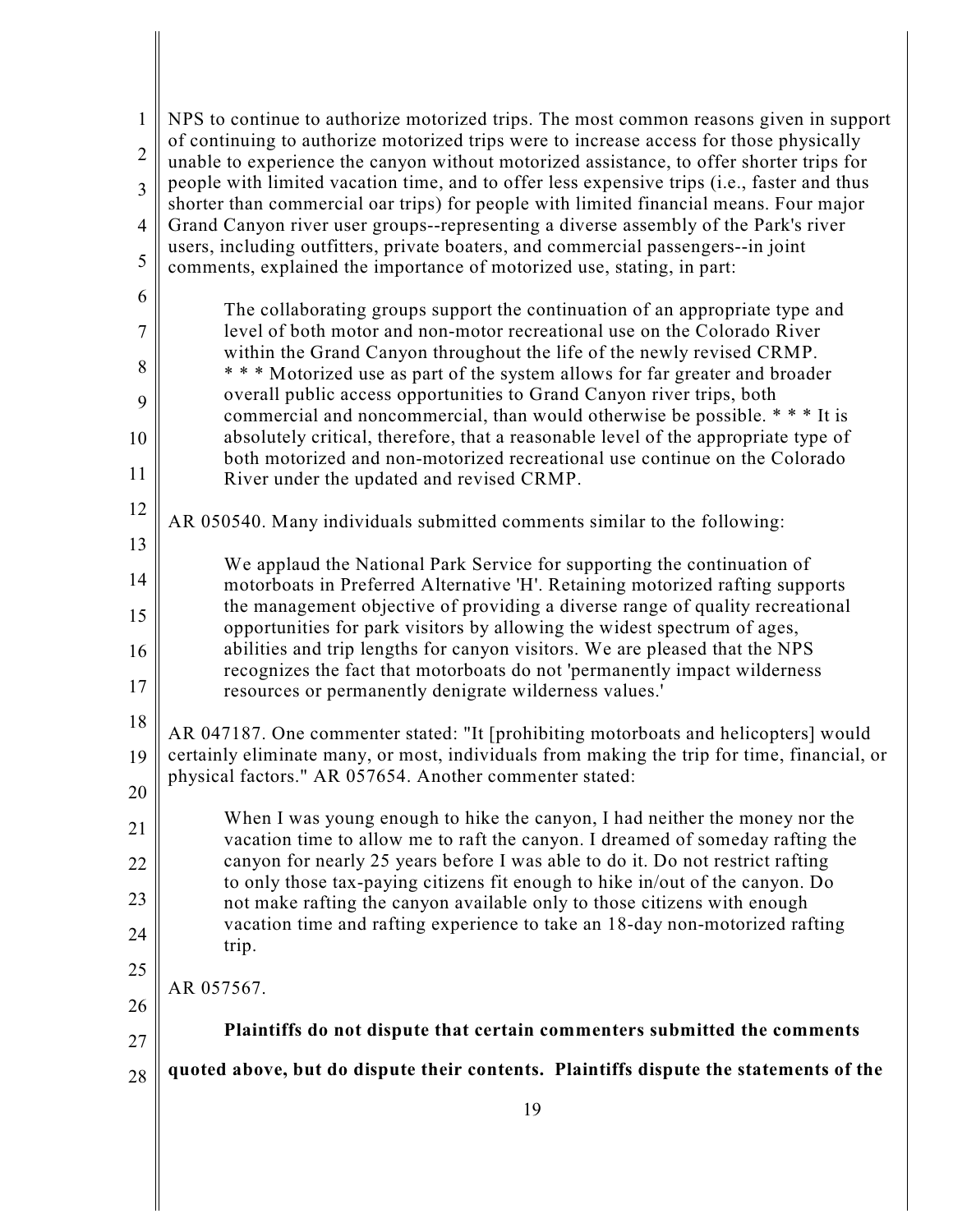NPS to continue to authorize motorized trips. The most common reasons given in support of continuing to authorize motorized trips were to increase access for those physically unable to experience the canyon without motorized assistance, to offer shorter trips for people with limited vacation time, and to offer less expensive trips (i.e., faster and thus shorter than commercial oar trips) for people with limited financial means. Four major Grand Canyon river user groups--representing a diverse assembly of the Park's river users, including outfitters, private boaters, and commercial passengers--in joint comments, explained the importance of motorized use, stating, in part:

> The collaborating groups support the continuation of an appropriate type and level of both motor and non-motor recreational use on the Colorado River within the Grand Canyon throughout the life of the newly revised CRMP. * * * Motorized use as part of the system allows for far greater and broader overall public access opportunities to Grand Canyon river trips, both commercial and noncommercial, than would otherwise be possible. * * * It is absolutely critical, therefore, that a reasonable level of the appropriate type of both motorized and non-motorized recreational use continue on the Colorado River under the updated and revised CRMP.

AR 050540. Many individuals submitted comments similar to the following:

> We applaud the National Park Service for supporting the continuation of motorboats in Preferred Alternative 'H'. Retaining motorized rafting supports the management objective of providing a diverse range of quality recreational opportunities for park visitors by allowing the widest spectrum of ages, abilities and trip lengths for canyon visitors. We are pleased that the NPS recognizes the fact that motorboats do not 'permanently impact wilderness resources or permanently denigrate wilderness values.'

AR 047187. One commenter stated: "It [prohibiting motorboats and helicopters] would certainly eliminate many, or most, individuals from making the trip for time, financial, or physical factors." AR 057654. Another commenter stated:

> When I was young enough to hike the canyon, I had neither the money nor the vacation time to allow me to raft the canyon. I dreamed of someday rafting the canyon for nearly 25 years before I was able to do it. Do not restrict rafting to only those tax-paying citizens fit enough to hike in/out of the canyon. Do not make rafting the canyon available only to those citizens with enough vacation time and rafting experience to take an 18-day non-motorized rafting trip.

AR 057567.

**Plaintiffs do not dispute that certain commenters submitted the comments quoted above, but do dispute their contents. Plaintiffs dispute the statements of the**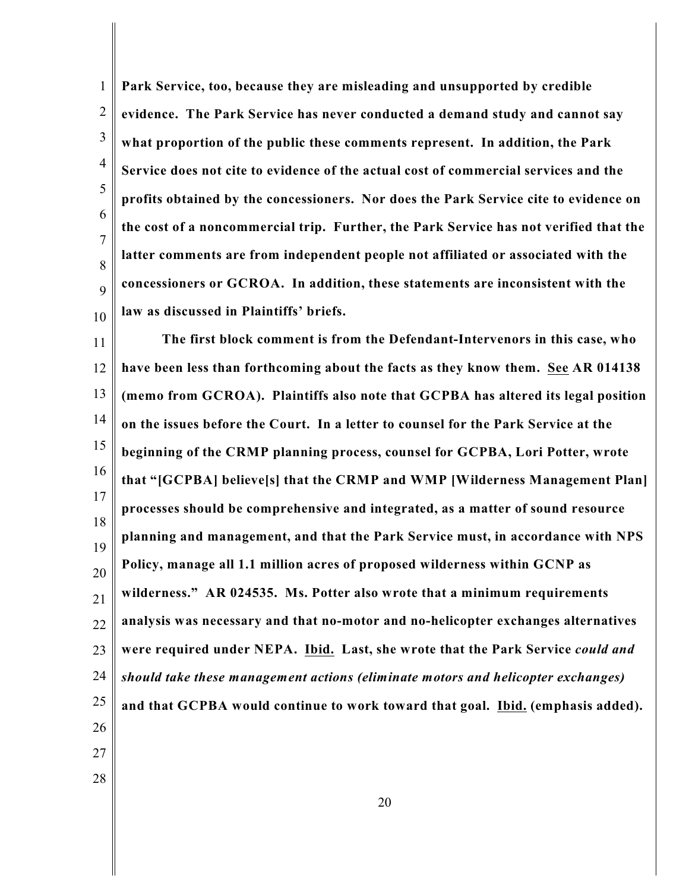**Park Service, too, because they are misleading and unsupported by credible evidence. The Park Service has never conducted a demand study and cannot say what proportion of the public these comments represent. In addition, the Park Service does not cite to evidence of the actual cost of commercial services and the profits obtained by the concessioners. Nor does the Park Service cite to evidence on the cost of a noncommercial trip. Further, the Park Service has not verified that the latter comments are from independent people not affiliated or associated with the concessioners or GCROA. In addition, these statements are inconsistent with the law as discussed in Plaintiffs' briefs.**

**The first block comment is from the Defendant-Intervenors in this case, who have been less than forthcoming about the facts as they know them. See AR 014138 (memo from GCROA). Plaintiffs also note that GCPBA has altered its legal position on the issues before the Court. In a letter to counsel for the Park Service at the beginning of the CRMP planning process, counsel for GCPBA, Lori Potter, wrote that "[GCPBA] believe[s] that the CRMP and WMP [Wilderness Management Plan] processes should be comprehensive and integrated, as a matter of sound resource planning and management, and that the Park Service must, in accordance with NPS Policy, manage all 1.1 million acres of proposed wilderness within GCNP as wilderness." AR 024535. Ms. Potter also wrote that a minimum requirements analysis was necessary and that no-motor and no-helicopter exchanges alternatives were required under NEPA. Ibid. Last, she wrote that the Park Service *could and should take these management actions (eliminate motors and helicopter exchanges)* and that GCPBA would continue to work toward that goal. Ibid. (emphasis added).**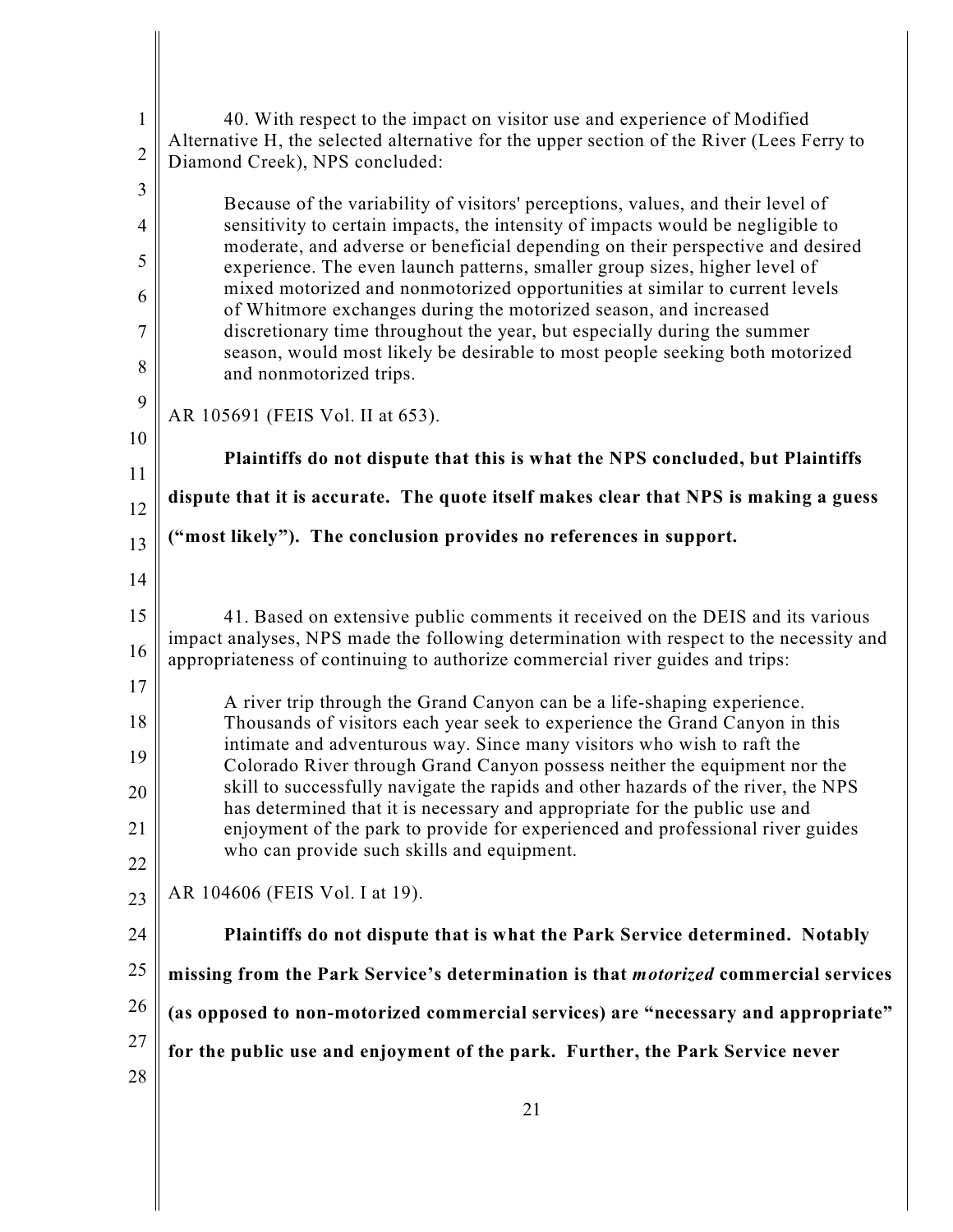40. With respect to the impact on visitor use and experience of Modified Alternative H, the selected alternative for the upper section of the River (Lees Ferry to Diamond Creek), NPS concluded:

> Because of the variability of visitors' perceptions, values, and their level of sensitivity to certain impacts, the intensity of impacts would be negligible to moderate, and adverse or beneficial depending on their perspective and desired experience. The even launch patterns, smaller group sizes, higher level of mixed motorized and nonmotorized opportunities at similar to current levels of Whitmore exchanges during the motorized season, and increased discretionary time throughout the year, but especially during the summer season, would most likely be desirable to most people seeking both motorized and nonmotorized trips.

AR 105691 (FEIS Vol. II at 653).

**Plaintiffs do not dispute that this is what the NPS concluded, but Plaintiffs dispute that it is accurate. The quote itself makes clear that NPS is making a guess ("most likely"). The conclusion provides no references in support.**

41. Based on extensive public comments it received on the DEIS and its various impact analyses, NPS made the following determination with respect to the necessity and appropriateness of continuing to authorize commercial river guides and trips:

> A river trip through the Grand Canyon can be a life-shaping experience. Thousands of visitors each year seek to experience the Grand Canyon in this intimate and adventurous way. Since many visitors who wish to raft the Colorado River through Grand Canyon possess neither the equipment nor the skill to successfully navigate the rapids and other hazards of the river, the NPS has determined that it is necessary and appropriate for the public use and enjoyment of the park to provide for experienced and professional river guides who can provide such skills and equipment.

AR 104606 (FEIS Vol. I at 19).

**Plaintiffs do not dispute that is what the Park Service determined. Notably missing from the Park Service's determination is that *motorized* commercial services (as opposed to non-motorized commercial services) are "necessary and appropriate" for the public use and enjoyment of the park. Further, the Park Service never**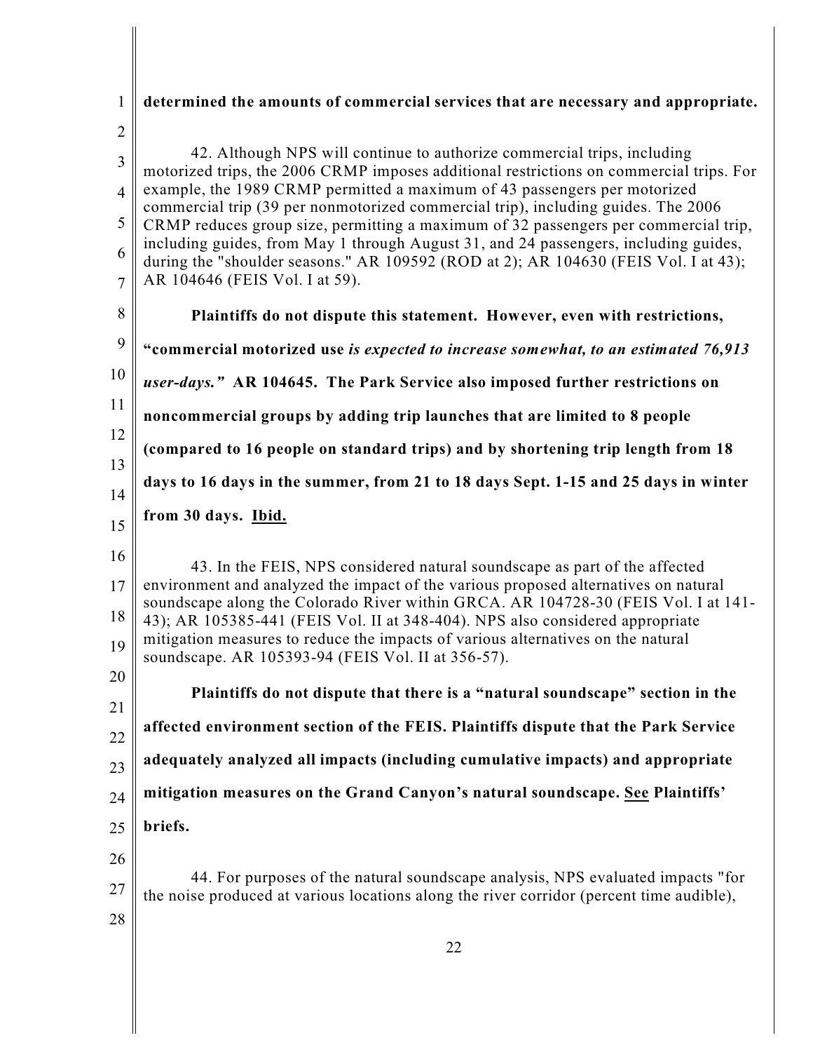**determined the amounts of commercial services that are necessary and appropriate.**

42. Although NPS will continue to authorize commercial trips, including motorized trips, the 2006 CRMP imposes additional restrictions on commercial trips. For example, the 1989 CRMP permitted a maximum of 43 passengers per motorized commercial trip (39 per nonmotorized commercial trip), including guides. The 2006 CRMP reduces group size, permitting a maximum of 32 passengers per commercial trip, including guides, from May 1 through August 31, and 24 passengers, including guides, during the "shoulder seasons." AR 109592 (ROD at 2); AR 104630 (FEIS Vol. I at 43); AR 104646 (FEIS Vol. I at 59).

**Plaintiffs do not dispute this statement. However, even with restrictions, "commercial motorized use *is expected to increase somewhat, to an estimated 76,913 user-days.*" AR 104645. The Park Service also imposed further restrictions on noncommercial groups by adding trip launches that are limited to 8 people (compared to 16 people on standard trips) and by shortening trip length from 18 days to 16 days in the summer, from 21 to 18 days Sept. 1-15 and 25 days in winter from 30 days. <u>Ibid.</u>**

43. In the FEIS, NPS considered natural soundscape as part of the affected environment and analyzed the impact of the various proposed alternatives on natural soundscape along the Colorado River within GRCA. AR 104728-30 (FEIS Vol. I at 141-43); AR 105385-441 (FEIS Vol. II at 348-404). NPS also considered appropriate mitigation measures to reduce the impacts of various alternatives on the natural soundscape. AR 105393-94 (FEIS Vol. II at 356-57).

**Plaintiffs do not dispute that there is a "natural soundscape" section in the affected environment section of the FEIS. Plaintiffs dispute that the Park Service adequately analyzed all impacts (including cumulative impacts) and appropriate mitigation measures on the Grand Canyon's natural soundscape. <u>See</u> Plaintiffs' briefs.**

44. For purposes of the natural soundscape analysis, NPS evaluated impacts "for the noise produced at various locations along the river corridor (percent time audible),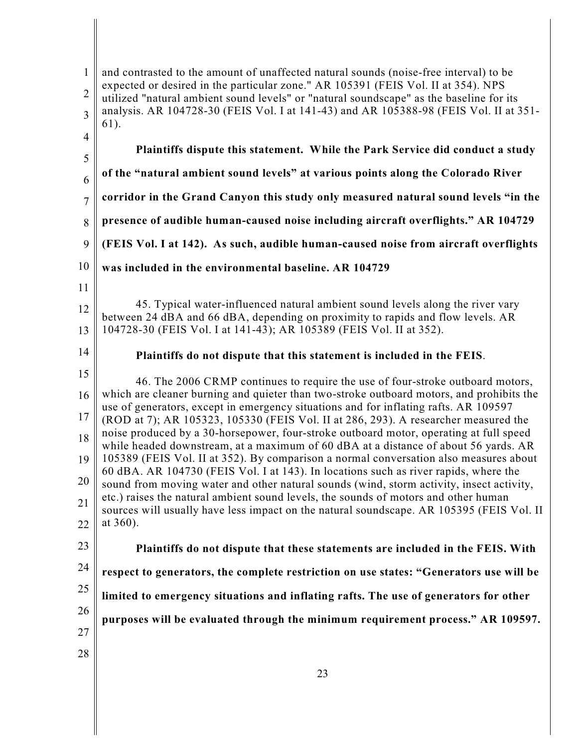and contrasted to the amount of unaffected natural sounds (noise-free interval) to be expected or desired in the particular zone." AR 105391 (FEIS Vol. II at 354). NPS utilized "natural ambient sound levels" or "natural soundscape" as the baseline for its analysis. AR 104728-30 (FEIS Vol. I at 141-43) and AR 105388-98 (FEIS Vol. II at 351-61).

**Plaintiffs dispute this statement. While the Park Service did conduct a study of the "natural ambient sound levels" at various points along the Colorado River corridor in the Grand Canyon this study only measured natural sound levels "in the presence of audible human-caused noise including aircraft overflights." AR 104729 (FEIS Vol. I at 142). As such, audible human-caused noise from aircraft overflights was included in the environmental baseline. AR 104729**

45. Typical water-influenced natural ambient sound levels along the river vary between 24 dBA and 66 dBA, depending on proximity to rapids and flow levels. AR 104728-30 (FEIS Vol. I at 141-43); AR 105389 (FEIS Vol. II at 352).

**Plaintiffs do not dispute that this statement is included in the FEIS**.

46. The 2006 CRMP continues to require the use of four-stroke outboard motors, which are cleaner burning and quieter than two-stroke outboard motors, and prohibits the use of generators, except in emergency situations and for inflating rafts. AR 109597 (ROD at 7); AR 105323, 105330 (FEIS Vol. II at 286, 293). A researcher measured the noise produced by a 30-horsepower, four-stroke outboard motor, operating at full speed while headed downstream, at a maximum of 60 dBA at a distance of about 56 yards. AR 105389 (FEIS Vol. II at 352). By comparison a normal conversation also measures about 60 dBA. AR 104730 (FEIS Vol. I at 143). In locations such as river rapids, where the sound from moving water and other natural sounds (wind, storm activity, insect activity, etc.) raises the natural ambient sound levels, the sounds of motors and other human sources will usually have less impact on the natural soundscape. AR 105395 (FEIS Vol. II at 360).

**Plaintiffs do not dispute that these statements are included in the FEIS. With respect to generators, the complete restriction on use states: "Generators use will be limited to emergency situations and inflating rafts. The use of generators for other purposes will be evaluated through the minimum requirement process." AR 109597.**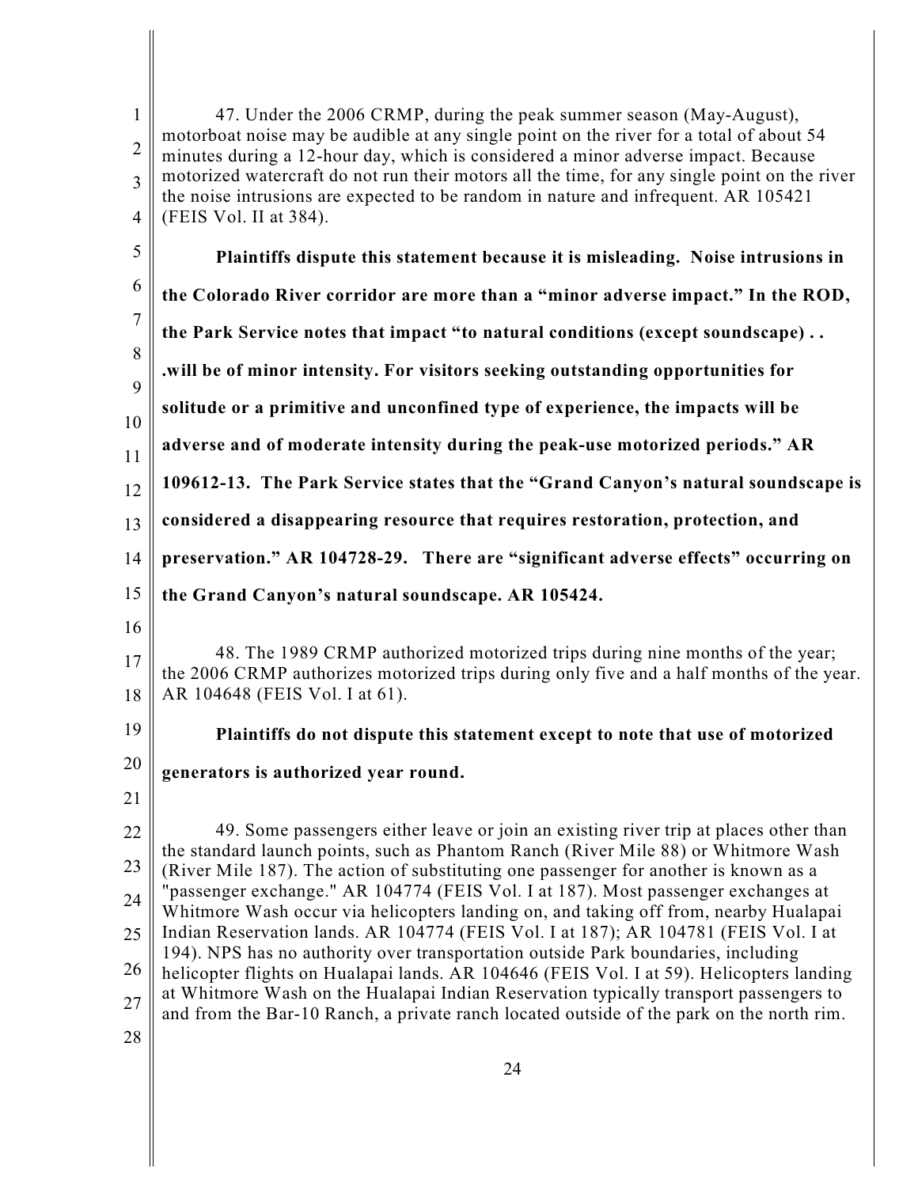47. Under the 2006 CRMP, during the peak summer season (May-August), motorboat noise may be audible at any single point on the river for a total of about 54 minutes during a 12-hour day, which is considered a minor adverse impact. Because motorized watercraft do not run their motors all the time, for any single point on the river the noise intrusions are expected to be random in nature and infrequent. AR 105421 (FEIS Vol. II at 384).

**Plaintiffs dispute this statement because it is misleading. Noise intrusions in the Colorado River corridor are more than a "minor adverse impact." In the ROD, the Park Service notes that impact "to natural conditions (except soundscape) . . .will be of minor intensity. For visitors seeking outstanding opportunities for solitude or a primitive and unconfined type of experience, the impacts will be adverse and of moderate intensity during the peak-use motorized periods." AR 109612-13. The Park Service states that the "Grand Canyon's natural soundscape is considered a disappearing resource that requires restoration, protection, and preservation." AR 104728-29. There are "significant adverse effects" occurring on the Grand Canyon's natural soundscape. AR 105424.**

48. The 1989 CRMP authorized motorized trips during nine months of the year; the 2006 CRMP authorizes motorized trips during only five and a half months of the year. AR 104648 (FEIS Vol. I at 61).

**Plaintiffs do not dispute this statement except to note that use of motorized generators is authorized year round.**

49. Some passengers either leave or join an existing river trip at places other than the standard launch points, such as Phantom Ranch (River Mile 88) or Whitmore Wash (River Mile 187). The action of substituting one passenger for another is known as a "passenger exchange." AR 104774 (FEIS Vol. I at 187). Most passenger exchanges at Whitmore Wash occur via helicopters landing on, and taking off from, nearby Hualapai Indian Reservation lands. AR 104774 (FEIS Vol. I at 187); AR 104781 (FEIS Vol. I at 194). NPS has no authority over transportation outside Park boundaries, including helicopter flights on Hualapai lands. AR 104646 (FEIS Vol. I at 59). Helicopters landing at Whitmore Wash on the Hualapai Indian Reservation typically transport passengers to and from the Bar-10 Ranch, a private ranch located outside of the park on the north rim.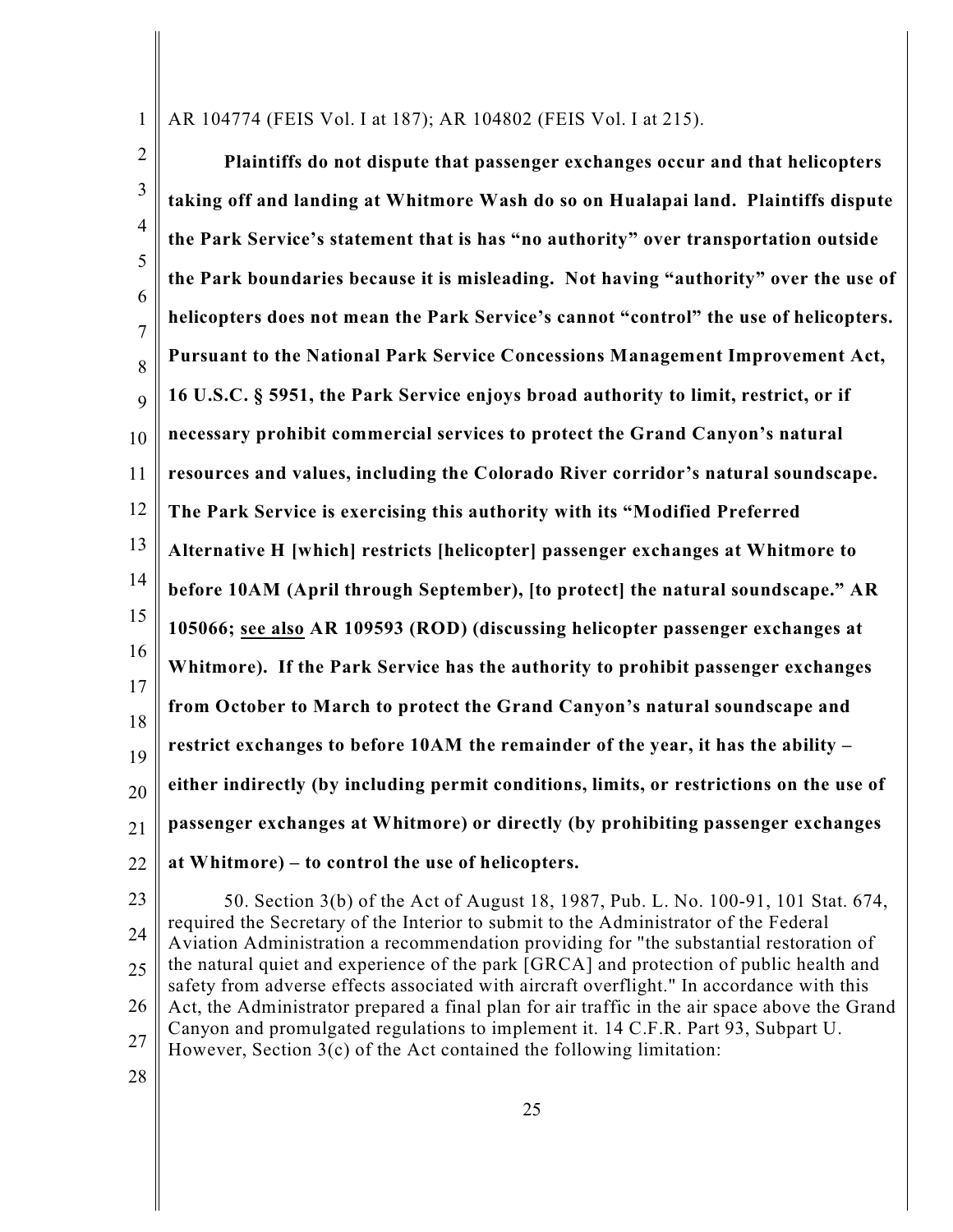AR 104774 (FEIS Vol. I at 187); AR 104802 (FEIS Vol. I at 215).

**Plaintiffs do not dispute that passenger exchanges occur and that helicopters taking off and landing at Whitmore Wash do so on Hualapai land. Plaintiffs dispute the Park Service's statement that is has "no authority" over transportation outside the Park boundaries because it is misleading. Not having "authority" over the use of helicopters does not mean the Park Service's cannot "control" the use of helicopters. Pursuant to the National Park Service Concessions Management Improvement Act, 16 U.S.C. § 5951, the Park Service enjoys broad authority to limit, restrict, or if necessary prohibit commercial services to protect the Grand Canyon's natural resources and values, including the Colorado River corridor's natural soundscape. The Park Service is exercising this authority with its "Modified Preferred Alternative H [which] restricts [helicopter] passenger exchanges at Whitmore to before 10AM (April through September), [to protect] the natural soundscape." AR 105066; <u>see also</u> AR 109593 (ROD) (discussing helicopter passenger exchanges at Whitmore). If the Park Service has the authority to prohibit passenger exchanges from October to March to protect the Grand Canyon's natural soundscape and restrict exchanges to before 10AM the remainder of the year, it has the ability – either indirectly (by including permit conditions, limits, or restrictions on the use of passenger exchanges at Whitmore) or directly (by prohibiting passenger exchanges at Whitmore) – to control the use of helicopters.**

50. Section 3(b) of the Act of August 18, 1987, Pub. L. No. 100-91, 101 Stat. 674, required the Secretary of the Interior to submit to the Administrator of the Federal Aviation Administration a recommendation providing for "the substantial restoration of the natural quiet and experience of the park [GRCA] and protection of public health and safety from adverse effects associated with aircraft overflight." In accordance with this Act, the Administrator prepared a final plan for air traffic in the air space above the Grand Canyon and promulgated regulations to implement it. 14 C.F.R. Part 93, Subpart U. However, Section 3(c) of the Act contained the following limitation: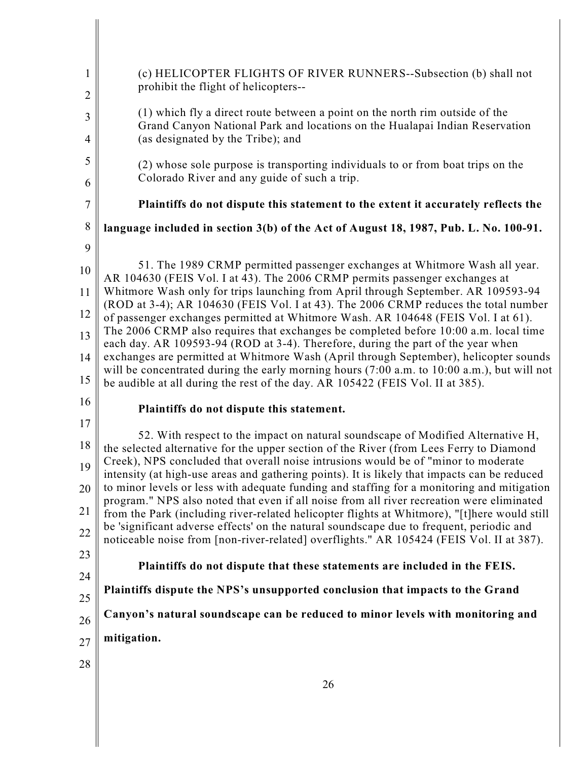(c) HELICOPTER FLIGHTS OF RIVER RUNNERS--Subsection (b) shall not prohibit the flight of helicopters--

(1) which fly a direct route between a point on the north rim outside of the Grand Canyon National Park and locations on the Hualapai Indian Reservation (as designated by the Tribe); and

(2) whose sole purpose is transporting individuals to or from boat trips on the Colorado River and any guide of such a trip.

**Plaintiffs do not dispute this statement to the extent it accurately reflects the language included in section 3(b) of the Act of August 18, 1987, Pub. L. No. 100-91.**

51. The 1989 CRMP permitted passenger exchanges at Whitmore Wash all year. AR 104630 (FEIS Vol. I at 43). The 2006 CRMP permits passenger exchanges at Whitmore Wash only for trips launching from April through September. AR 109593-94 (ROD at 3-4); AR 104630 (FEIS Vol. I at 43). The 2006 CRMP reduces the total number of passenger exchanges permitted at Whitmore Wash. AR 104648 (FEIS Vol. I at 61). The 2006 CRMP also requires that exchanges be completed before 10:00 a.m. local time each day. AR 109593-94 (ROD at 3-4). Therefore, during the part of the year when exchanges are permitted at Whitmore Wash (April through September), helicopter sounds will be concentrated during the early morning hours (7:00 a.m. to 10:00 a.m.), but will not be audible at all during the rest of the day. AR 105422 (FEIS Vol. II at 385).

**Plaintiffs do not dispute this statement.**

52. With respect to the impact on natural soundscape of Modified Alternative H, the selected alternative for the upper section of the River (from Lees Ferry to Diamond Creek), NPS concluded that overall noise intrusions would be of "minor to moderate intensity (at high-use areas and gathering points). It is likely that impacts can be reduced to minor levels or less with adequate funding and staffing for a monitoring and mitigation program." NPS also noted that even if all noise from all river recreation were eliminated from the Park (including river-related helicopter flights at Whitmore), "[t]here would still be 'significant adverse effects' on the natural soundscape due to frequent, periodic and noticeable noise from [non-river-related] overflights." AR 105424 (FEIS Vol. II at 387).

**Plaintiffs do not dispute that these statements are included in the FEIS. Plaintiffs dispute the NPS's unsupported conclusion that impacts to the Grand Canyon's natural soundscape can be reduced to minor levels with monitoring and mitigation.**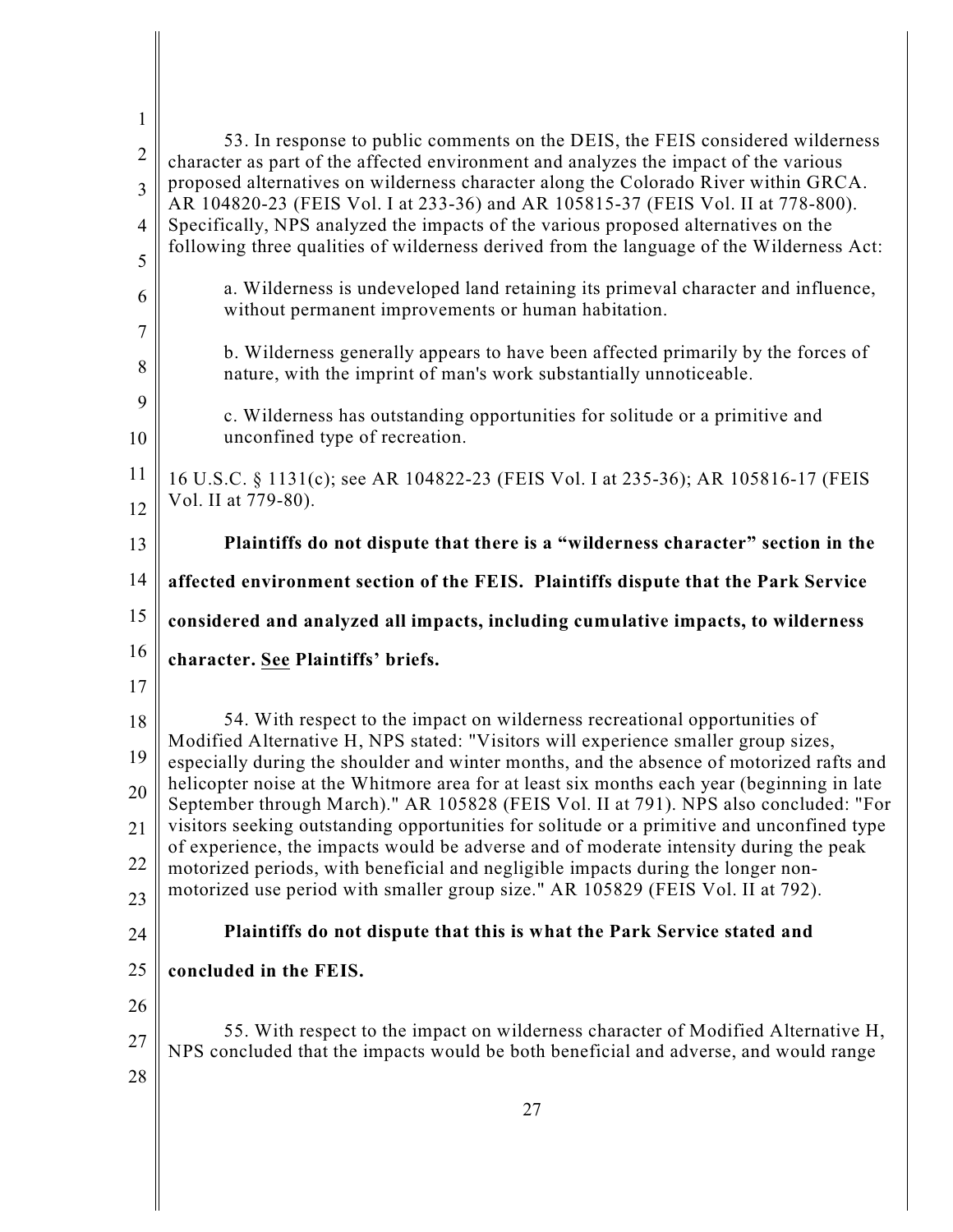53. In response to public comments on the DEIS, the FEIS considered wilderness character as part of the affected environment and analyzes the impact of the various proposed alternatives on wilderness character along the Colorado River within GRCA. AR 104820-23 (FEIS Vol. I at 233-36) and AR 105815-37 (FEIS Vol. II at 778-800). Specifically, NPS analyzed the impacts of the various proposed alternatives on the following three qualities of wilderness derived from the language of the Wilderness Act:

a. Wilderness is undeveloped land retaining its primeval character and influence, without permanent improvements or human habitation.

b. Wilderness generally appears to have been affected primarily by the forces of nature, with the imprint of man's work substantially unnoticeable.

c. Wilderness has outstanding opportunities for solitude or a primitive and unconfined type of recreation.

16 U.S.C. § 1131(c); see AR 104822-23 (FEIS Vol. I at 235-36); AR 105816-17 (FEIS Vol. II at 779-80).

**Plaintiffs do not dispute that there is a "wilderness character" section in the affected environment section of the FEIS. Plaintiffs dispute that the Park Service considered and analyzed all impacts, including cumulative impacts, to wilderness character. <u>See</u> Plaintiffs' briefs.**

54. With respect to the impact on wilderness recreational opportunities of Modified Alternative H, NPS stated: "Visitors will experience smaller group sizes, especially during the shoulder and winter months, and the absence of motorized rafts and helicopter noise at the Whitmore area for at least six months each year (beginning in late September through March)." AR 105828 (FEIS Vol. II at 791). NPS also concluded: "For visitors seeking outstanding opportunities for solitude or a primitive and unconfined type of experience, the impacts would be adverse and of moderate intensity during the peak motorized periods, with beneficial and negligible impacts during the longer non-motorized use period with smaller group size." AR 105829 (FEIS Vol. II at 792).

**Plaintiffs do not dispute that this is what the Park Service stated and concluded in the FEIS.**

55. With respect to the impact on wilderness character of Modified Alternative H, NPS concluded that the impacts would be both beneficial and adverse, and would range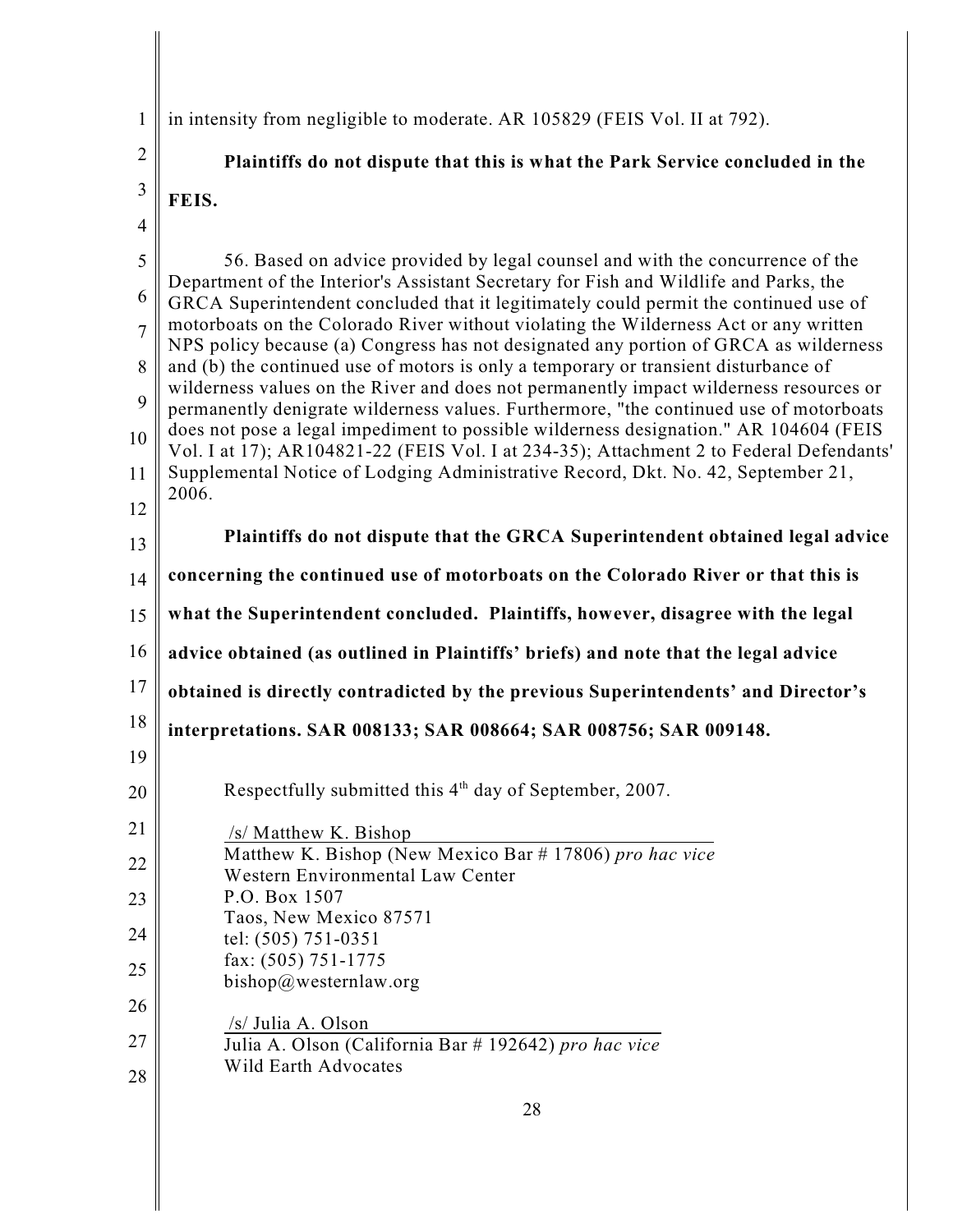in intensity from negligible to moderate. AR 105829 (FEIS Vol. II at 792).

**Plaintiffs do not dispute that this is what the Park Service concluded in the FEIS.**

56. Based on advice provided by legal counsel and with the concurrence of the Department of the Interior's Assistant Secretary for Fish and Wildlife and Parks, the GRCA Superintendent concluded that it legitimately could permit the continued use of motorboats on the Colorado River without violating the Wilderness Act or any written NPS policy because (a) Congress has not designated any portion of GRCA as wilderness and (b) the continued use of motors is only a temporary or transient disturbance of wilderness values on the River and does not permanently impact wilderness resources or permanently denigrate wilderness values. Furthermore, "the continued use of motorboats does not pose a legal impediment to possible wilderness designation." AR 104604 (FEIS Vol. I at 17); AR104821-22 (FEIS Vol. I at 234-35); Attachment 2 to Federal Defendants' Supplemental Notice of Lodging Administrative Record, Dkt. No. 42, September 21, 2006.

**Plaintiffs do not dispute that the GRCA Superintendent obtained legal advice concerning the continued use of motorboats on the Colorado River or that this is what the Superintendent concluded. Plaintiffs, however, disagree with the legal advice obtained (as outlined in Plaintiffs' briefs) and note that the legal advice obtained is directly contradicted by the previous Superintendents' and Director's interpretations. SAR 008133; SAR 008664; SAR 008756; SAR 009148.**

Respectfully submitted this 4th day of September, 2007.

/s/ Matthew K. Bishop
Matthew K. Bishop (New Mexico Bar # 17806) *pro hac vice*
Western Environmental Law Center
P.O. Box 1507
Taos, New Mexico 87571
tel: (505) 751-0351
fax: (505) 751-1775
bishop@westernlaw.org

/s/ Julia A. Olson
Julia A. Olson (California Bar # 192642) *pro hac vice*
Wild Earth Advocates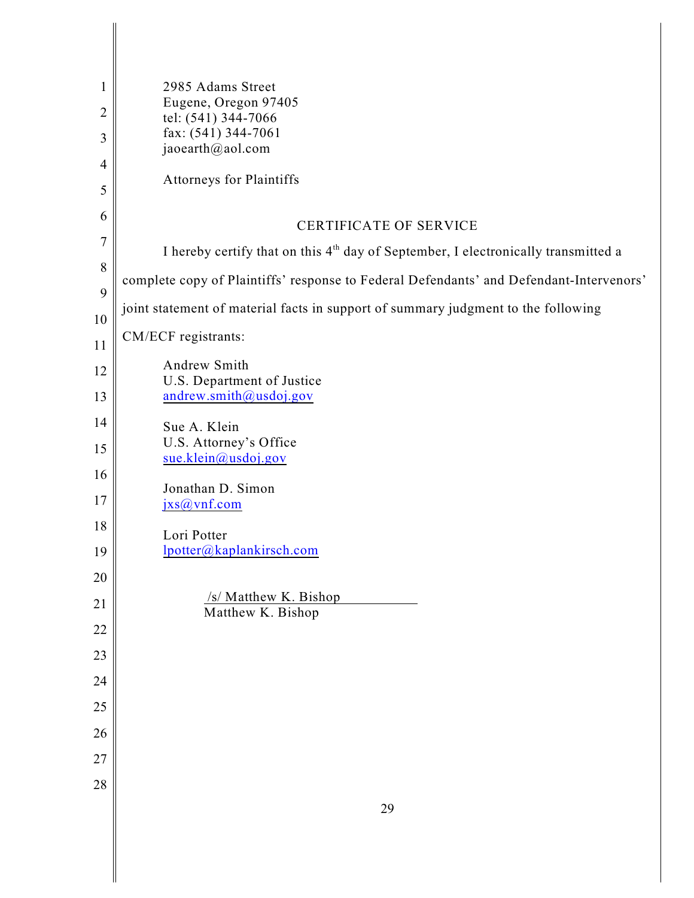2985 Adams Street
Eugene, Oregon 97405
tel: (541) 344-7066
fax: (541) 344-7061
jaoearth@aol.com

Attorneys for Plaintiffs

## CERTIFICATE OF SERVICE

I hereby certify that on this 4th day of September, I electronically transmitted a complete copy of Plaintiffs' response to Federal Defendants' and Defendant-Intervenors' joint statement of material facts in support of summary judgment to the following CM/ECF registrants:

Andrew Smith
U.S. Department of Justice
andrew.smith@usdoj.gov

Sue A. Klein
U.S. Attorney's Office
sue.klein@usdoj.gov

Jonathan D. Simon
jxs@vnf.com

Lori Potter
lpotter@kaplankirsch.com

/s/ Matthew K. Bishop
Matthew K. Bishop